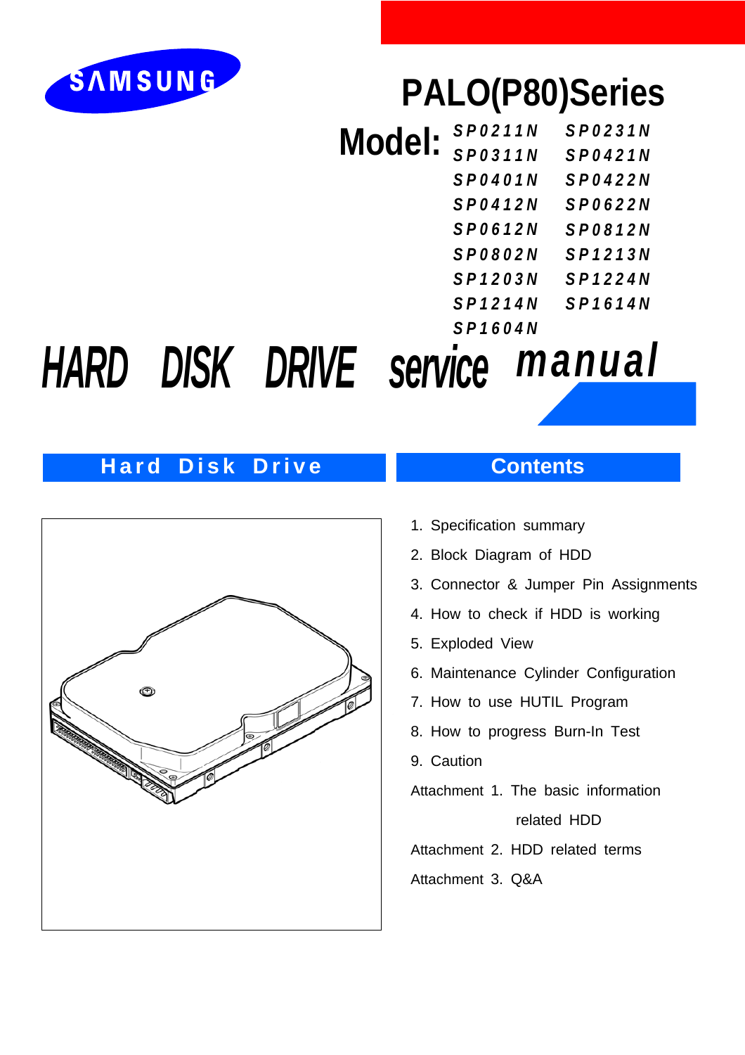SAMSUNG

# PALO(P80)Series

**Model:**

| | |
|---|---|
| SP0211N | SP0231N |
| SP0311N | SP0421N |
| SP0401N | SP0422N |
| SP0412N | SP0622N |
| SP0612N | SP0812N |
| SP0802N | SP1213N |
| SP1203N | SP1224N |
| SP1214N | SP1614N |
| SP1604N | |

# HARD DISK DRIVE service manual

## Hard Disk Drive

## Contents

1. Specification summary
2. Block Diagram of HDD
3. Connector & Jumper Pin Assignments
4. How to check if HDD is working
5. Exploded View
6. Maintenance Cylinder Configuration
7. How to use HUTIL Program
8. How to progress Burn-In Test
9. Caution

Attachment 1. The basic information related HDD

Attachment 2. HDD related terms

Attachment 3. Q&A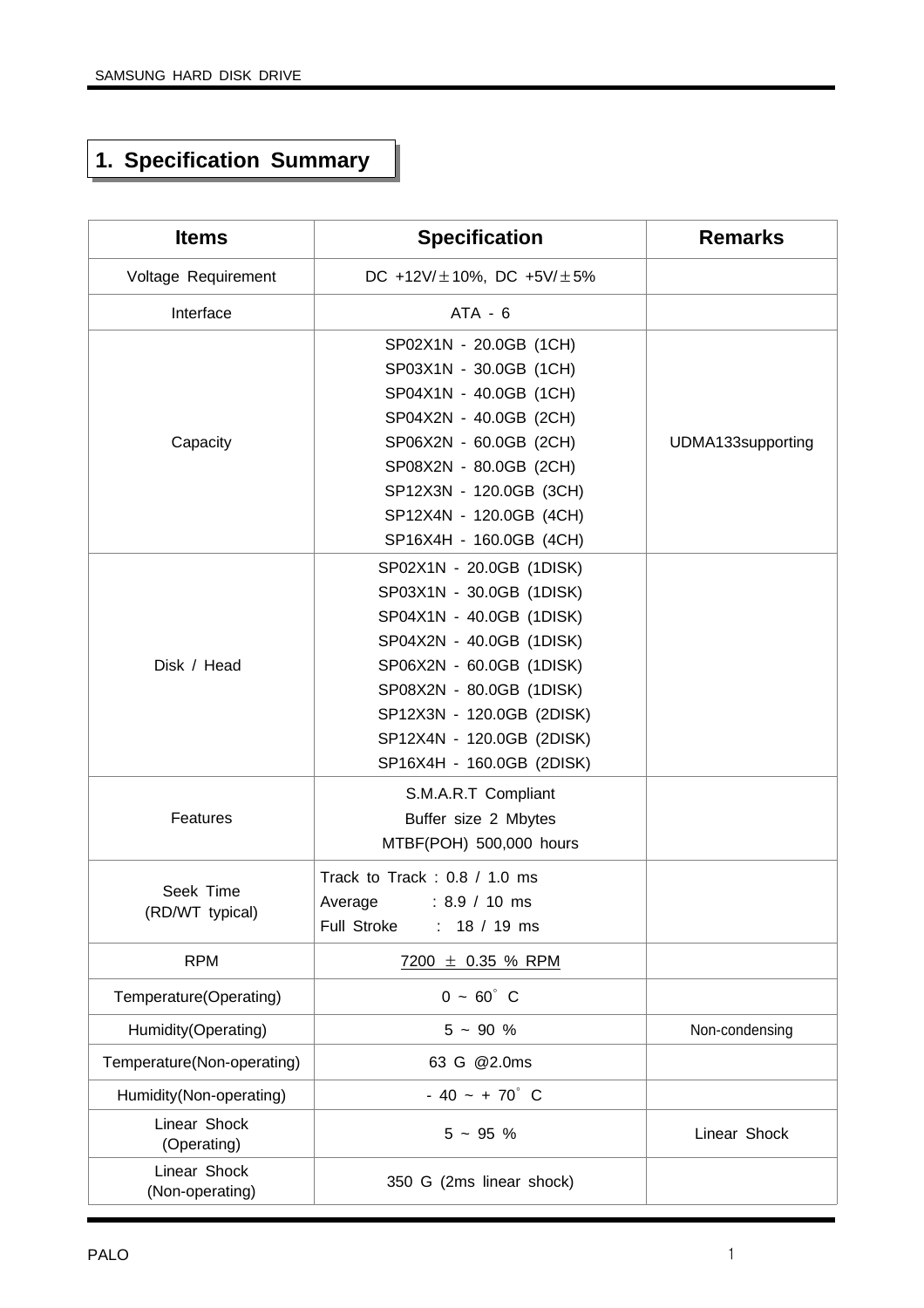# 1. Specification Summary

| Items | Specification | Remarks |
| --- | --- | --- |
| Voltage Requirement | DC +12V/±10%, DC +5V/±5% | |
| Interface | ATA - 6 | |
| Capacity | SP02X1N - 20.0GB (1CH)<br>SP03X1N - 30.0GB (1CH)<br>SP04X1N - 40.0GB (1CH)<br>SP04X2N - 40.0GB (2CH)<br>SP06X2N - 60.0GB (2CH)<br>SP08X2N - 80.0GB (2CH)<br>SP12X3N - 120.0GB (3CH)<br>SP12X4N - 120.0GB (4CH)<br>SP16X4H - 160.0GB (4CH) | UDMA133supporting |
| Disk / Head | SP02X1N - 20.0GB (1DISK)<br>SP03X1N - 30.0GB (1DISK)<br>SP04X1N - 40.0GB (1DISK)<br>SP04X2N - 40.0GB (1DISK)<br>SP06X2N - 60.0GB (1DISK)<br>SP08X2N - 80.0GB (1DISK)<br>SP12X3N - 120.0GB (2DISK)<br>SP12X4N - 120.0GB (2DISK)<br>SP16X4H - 160.0GB (2DISK) | |
| Features | S.M.A.R.T Compliant<br>Buffer size 2 Mbytes<br>MTBF(POH) 500,000 hours | |
| Seek Time (RD/WT typical) | Track to Track : 0.8 / 1.0 ms<br>Average : 8.9 / 10 ms<br>Full Stroke : 18 / 19 ms | |
| RPM | 7200 ± 0.35 % RPM | |
| Temperature(Operating) | 0 ~ 60° C | |
| Humidity(Operating) | 5 ~ 90 % | Non-condensing |
| Temperature(Non-operating) | 63 G @2.0ms | |
| Humidity(Non-operating) | - 40 ~ + 70° C | |
| Linear Shock (Operating) | 5 ~ 95 % | Linear Shock |
| Linear Shock (Non-operating) | 350 G (2ms linear shock) | |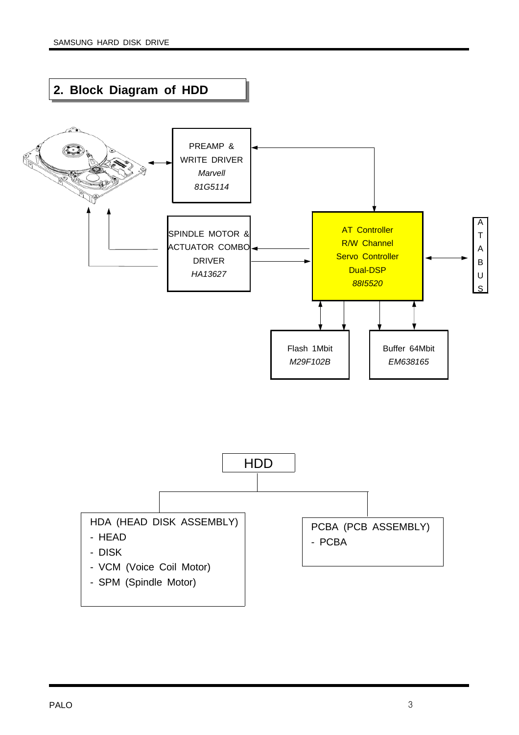## 2. Block Diagram of HDD

PREAMP & WRITE DRIVER
*Marvell*
*81G5114*

SPINDLE MOTOR & ACTUATOR COMBO DRIVER
*HA13627*

AT Controller
R/W Channel
Servo Controller
Dual-DSP
*88I5520*

ATA BUS

Flash 1Mbit
*M29F102B*

Buffer 64Mbit
*EM638165*

HDD

HDA (HEAD DISK ASSEMBLY)
- HEAD
- DISK
- VCM (Voice Coil Motor)
- SPM (Spindle Motor)

PCBA (PCB ASSEMBLY)
- PCBA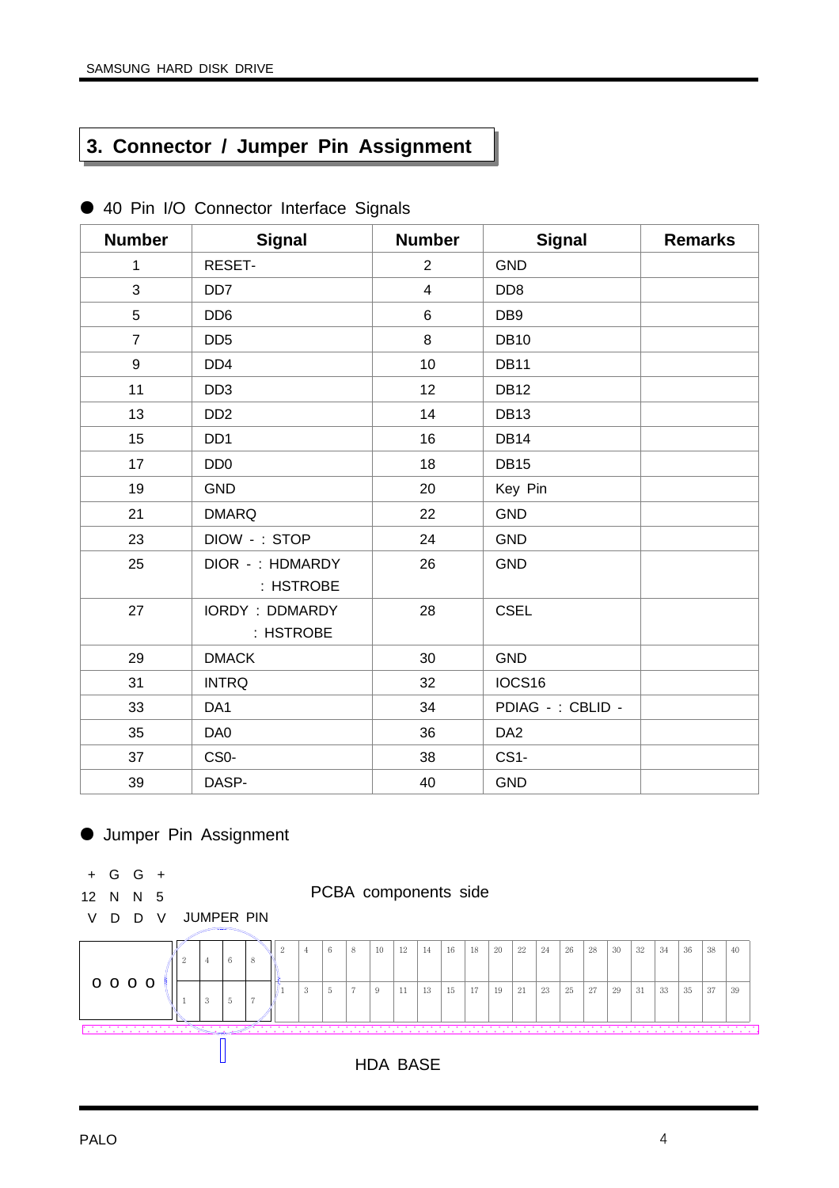# 3. Connector / Jumper Pin Assignment

● 40 Pin I/O Connector Interface Signals

| Number | Signal | Number | Signal | Remarks |
|---|---|---|---|---|
| 1 | RESET- | 2 | GND | |
| 3 | DD7 | 4 | DD8 | |
| 5 | DD6 | 6 | DB9 | |
| 7 | DD5 | 8 | DB10 | |
| 9 | DD4 | 10 | DB11 | |
| 11 | DD3 | 12 | DB12 | |
| 13 | DD2 | 14 | DB13 | |
| 15 | DD1 | 16 | DB14 | |
| 17 | DD0 | 18 | DB15 | |
| 19 | GND | 20 | Key Pin | |
| 21 | DMARQ | 22 | GND | |
| 23 | DIOW - : STOP | 24 | GND | |
| 25 | DIOR - : HDMARDY : HSTROBE | 26 | GND | |
| 27 | IORDY : DDMARDY : HSTROBE | 28 | CSEL | |
| 29 | DMACK | 30 | GND | |
| 31 | INTRQ | 32 | IOCS16 | |
| 33 | DA1 | 34 | PDIAG - : CBLID - | |
| 35 | DA0 | 36 | DA2 | |
| 37 | CS0- | 38 | CS1- | |
| 39 | DASP- | 40 | GND | |

● Jumper Pin Assignment

+12V GND GND +5V (power connector: o o o o)

JUMPER PIN: pins 2 4 6 8 (top row), 1 3 5 7 (bottom row)

PCBA components side

Interface connector: pins 2 4 6 8 10 12 14 16 18 20 22 24 26 28 30 32 34 36 38 40 (top row), 1 3 5 7 9 11 13 15 17 19 21 23 25 27 29 31 33 35 37 39 (bottom row)

HDA BASE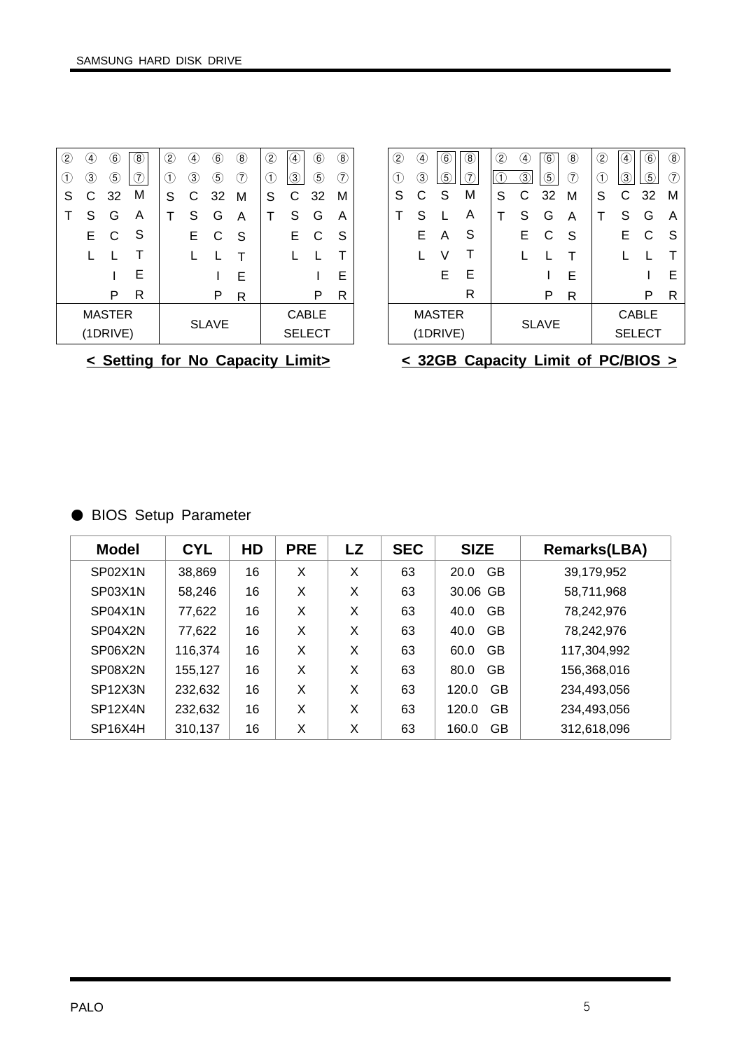| ② | ④ | ⑥ | ⑧ | ② | ④ | ⑥ | ⑧ | ② | ④ | ⑥ | ⑧ |
|---|---|---|---|---|---|---|---|---|---|---|---|
| ① | ③ | ⑤ | ⑦ | ① | ③ | ⑤ | ⑦ | ① | ③ | ⑤ | ⑦ |
| S | C | 32 | M | S | C | 32 | M | S | C | 32 | M |
| T | S | G | A | T | S | G | A | T | S | G | A |
| | E | C | S | | E | C | S | | E | C | S |
| | L | L | T | | L | L | T | | L | L | T |
| | | I | E | | | I | E | | | I | E |
| | | P | R | | | P | R | | | P | R |
| MASTER (1DRIVE) | | | | SLAVE | | | | CABLE SELECT | | | |

**< Setting for No Capacity Limit>**

| ② | ④ | ⑥ | ⑧ | ② | ④ | ⑥ | ⑧ | ② | ④ | ⑥ | ⑧ |
|---|---|---|---|---|---|---|---|---|---|---|---|
| ① | ③ | ⑤ | ⑦ | ① | ③ | ⑤ | ⑦ | ① | ③ | ⑤ | ⑦ |
| S | C | S | M | S | C | 32 | M | S | C | 32 | M |
| T | S | L | A | T | S | G | A | T | S | G | A |
| | E | A | S | | E | C | S | | E | C | S |
| | L | V | T | | L | L | T | | L | L | T |
| | | E | E | | | I | E | | | I | E |
| | | | R | | | P | R | | | P | R |
| MASTER (1DRIVE) | | | | SLAVE | | | | CABLE SELECT | | | |

**< 32GB Capacity Limit of PC/BIOS >**

● BIOS Setup Parameter

| Model | CYL | HD | PRE | LZ | SEC | SIZE | Remarks(LBA) |
|---|---|---|---|---|---|---|---|
| SP02X1N | 38,869 | 16 | X | X | 63 | 20.0 GB | 39,179,952 |
| SP03X1N | 58,246 | 16 | X | X | 63 | 30.06 GB | 58,711,968 |
| SP04X1N | 77,622 | 16 | X | X | 63 | 40.0 GB | 78,242,976 |
| SP04X2N | 77,622 | 16 | X | X | 63 | 40.0 GB | 78,242,976 |
| SP06X2N | 116,374 | 16 | X | X | 63 | 60.0 GB | 117,304,992 |
| SP08X2N | 155,127 | 16 | X | X | 63 | 80.0 GB | 156,368,016 |
| SP12X3N | 232,632 | 16 | X | X | 63 | 120.0 GB | 234,493,056 |
| SP12X4N | 232,632 | 16 | X | X | 63 | 120.0 GB | 234,493,056 |
| SP16X4H | 310,137 | 16 | X | X | 63 | 160.0 GB | 312,618,096 |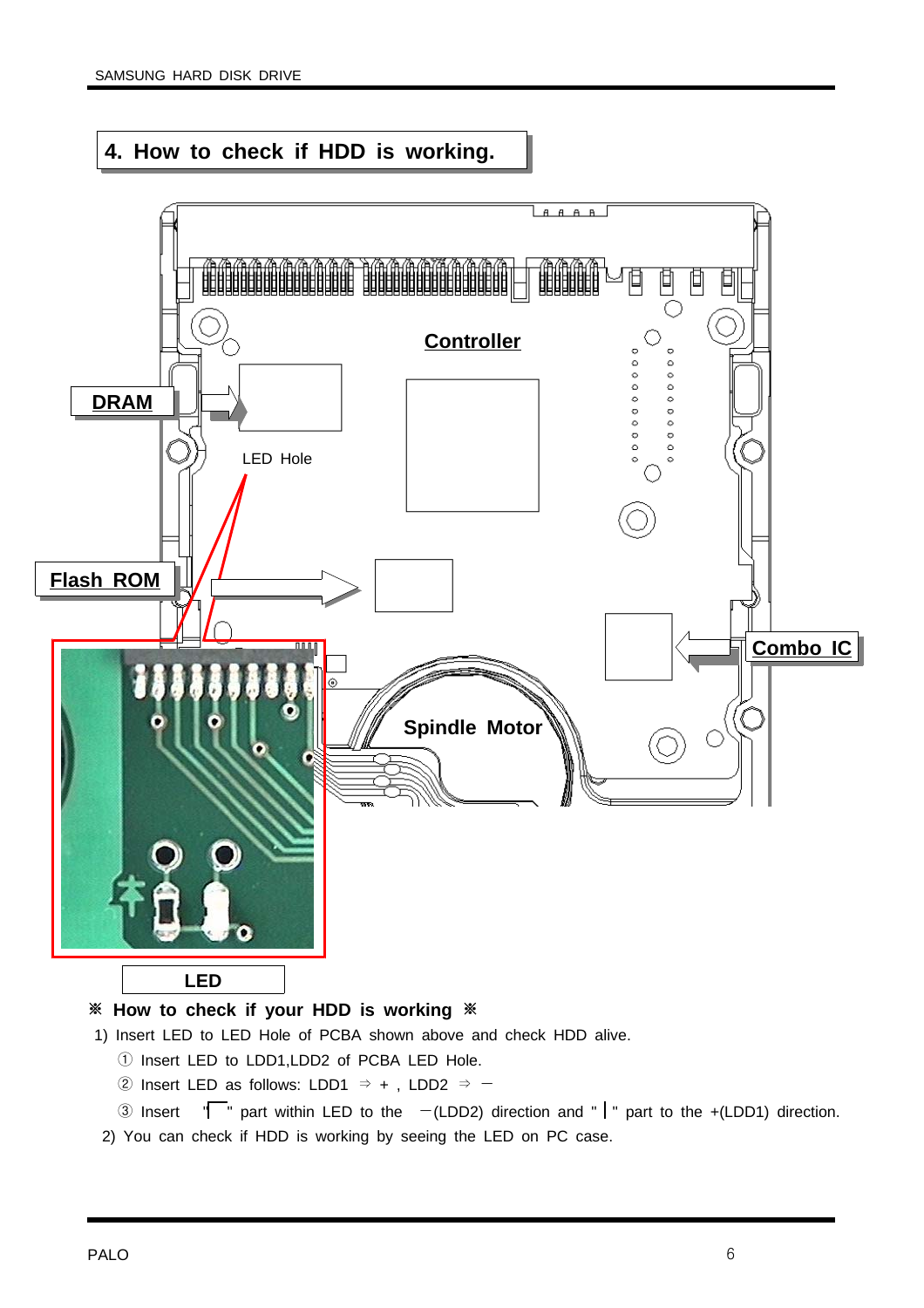## 4. How to check if HDD is working.

DRAM

Controller

LED Hole

Flash ROM

Combo IC

Spindle Motor

LED

**※ How to check if your HDD is working ※**

1) Insert LED to LED Hole of PCBA shown above and check HDD alive.
   - ① Insert LED to LDD1,LDD2 of PCBA LED Hole.
   - ② Insert LED as follows: LDD1 ⇒ + , LDD2 ⇒ −
   - ③ Insert "┌" part within LED to the −(LDD2) direction and "|" part to the +(LDD1) direction.

2) You can check if HDD is working by seeing the LED on PC case.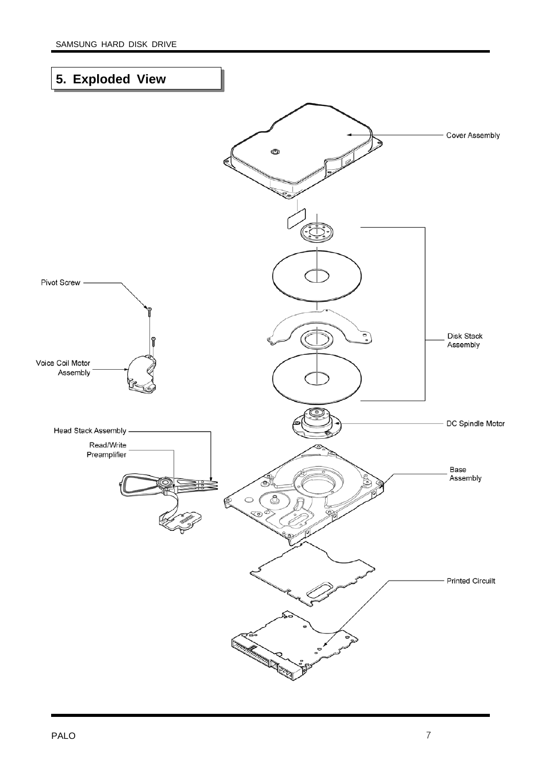## 5. Exploded View

Cover Assembly

Pivot Screw

Disk Stack Assembly

Voice Coil Motor Assembly

DC Spindle Motor

Head Stack Assembly

Read/Write Preamplifier

Base Assembly

Printed Circuilt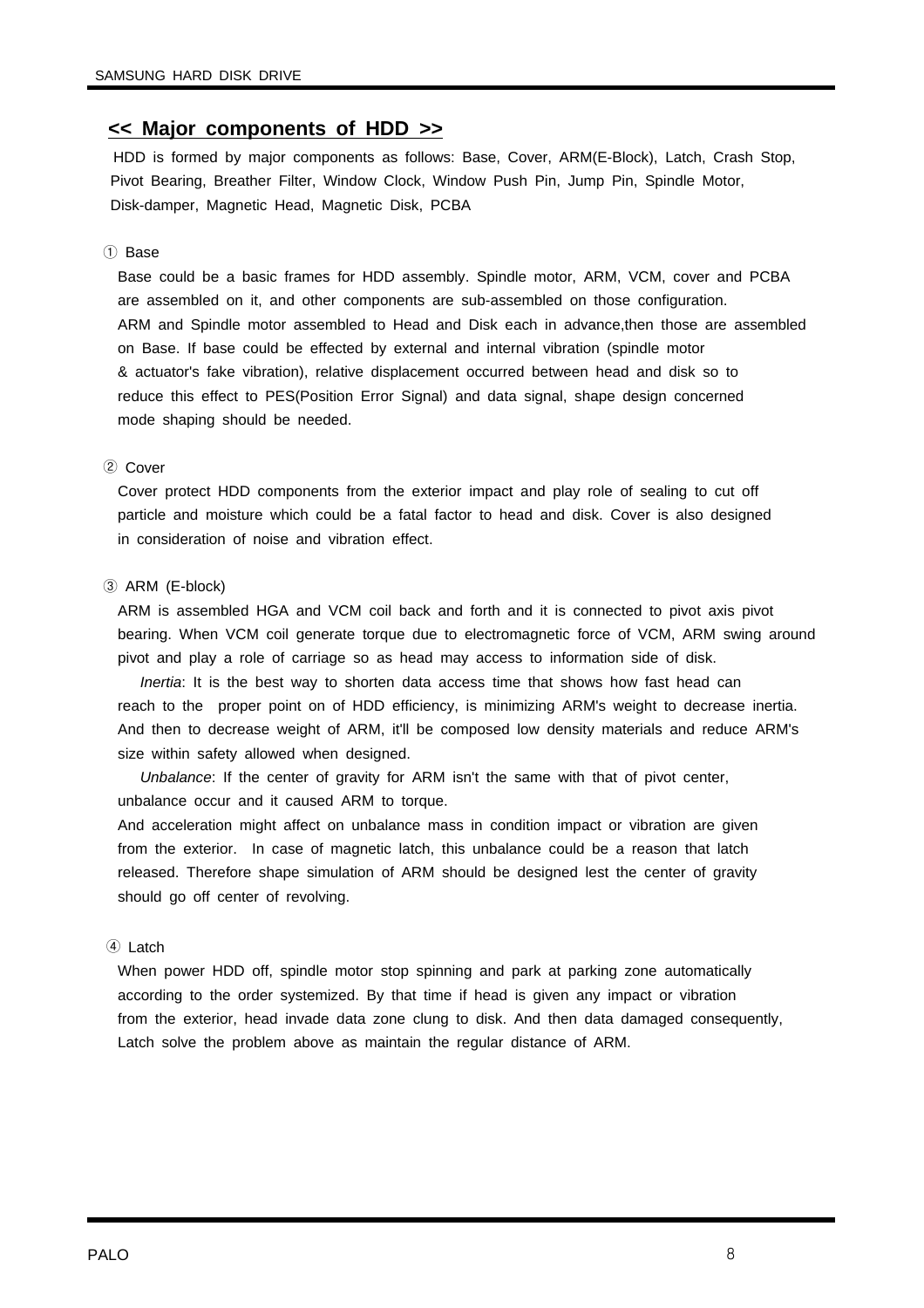## << Major components of HDD >>

HDD is formed by major components as follows: Base, Cover, ARM(E-Block), Latch, Crash Stop, Pivot Bearing, Breather Filter, Window Clock, Window Push Pin, Jump Pin, Spindle Motor, Disk-damper, Magnetic Head, Magnetic Disk, PCBA

① Base

Base could be a basic frames for HDD assembly. Spindle motor, ARM, VCM, cover and PCBA are assembled on it, and other components are sub-assembled on those configuration. ARM and Spindle motor assembled to Head and Disk each in advance,then those are assembled on Base. If base could be effected by external and internal vibration (spindle motor & actuator's fake vibration), relative displacement occurred between head and disk so to reduce this effect to PES(Position Error Signal) and data signal, shape design concerned mode shaping should be needed.

② Cover

Cover protect HDD components from the exterior impact and play role of sealing to cut off particle and moisture which could be a fatal factor to head and disk. Cover is also designed in consideration of noise and vibration effect.

③ ARM (E-block)

ARM is assembled HGA and VCM coil back and forth and it is connected to pivot axis pivot bearing. When VCM coil generate torque due to electromagnetic force of VCM, ARM swing around pivot and play a role of carriage so as head may access to information side of disk.

*Inertia*: It is the best way to shorten data access time that shows how fast head can reach to the proper point on of HDD efficiency, is minimizing ARM's weight to decrease inertia. And then to decrease weight of ARM, it'll be composed low density materials and reduce ARM's size within safety allowed when designed.

*Unbalance*: If the center of gravity for ARM isn't the same with that of pivot center, unbalance occur and it caused ARM to torque.

And acceleration might affect on unbalance mass in condition impact or vibration are given from the exterior. In case of magnetic latch, this unbalance could be a reason that latch released. Therefore shape simulation of ARM should be designed lest the center of gravity should go off center of revolving.

④ Latch

When power HDD off, spindle motor stop spinning and park at parking zone automatically according to the order systemized. By that time if head is given any impact or vibration from the exterior, head invade data zone clung to disk. And then data damaged consequently, Latch solve the problem above as maintain the regular distance of ARM.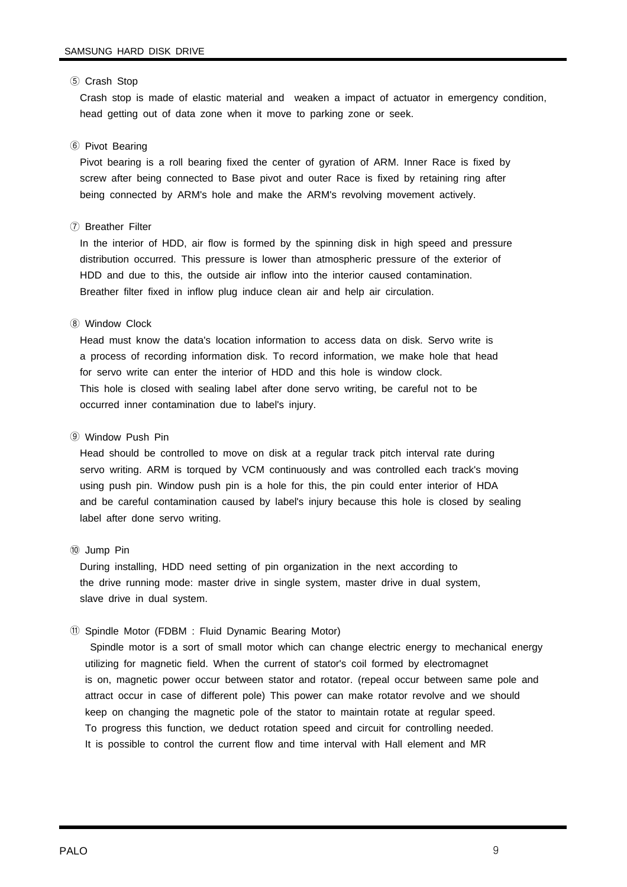⑤ Crash Stop

Crash stop is made of elastic material and weaken a impact of actuator in emergency condition, head getting out of data zone when it move to parking zone or seek.

⑥ Pivot Bearing

Pivot bearing is a roll bearing fixed the center of gyration of ARM. Inner Race is fixed by screw after being connected to Base pivot and outer Race is fixed by retaining ring after being connected by ARM's hole and make the ARM's revolving movement actively.

⑦ Breather Filter

In the interior of HDD, air flow is formed by the spinning disk in high speed and pressure distribution occurred. This pressure is lower than atmospheric pressure of the exterior of HDD and due to this, the outside air inflow into the interior caused contamination. Breather filter fixed in inflow plug induce clean air and help air circulation.

⑧ Window Clock

Head must know the data's location information to access data on disk. Servo write is a process of recording information disk. To record information, we make hole that head for servo write can enter the interior of HDD and this hole is window clock. This hole is closed with sealing label after done servo writing, be careful not to be occurred inner contamination due to label's injury.

⑨ Window Push Pin

Head should be controlled to move on disk at a regular track pitch interval rate during servo writing. ARM is torqued by VCM continuously and was controlled each track's moving using push pin. Window push pin is a hole for this, the pin could enter interior of HDA and be careful contamination caused by label's injury because this hole is closed by sealing label after done servo writing.

⑩ Jump Pin

During installing, HDD need setting of pin organization in the next according to the drive running mode: master drive in single system, master drive in dual system, slave drive in dual system.

⑪ Spindle Motor (FDBM : Fluid Dynamic Bearing Motor)

Spindle motor is a sort of small motor which can change electric energy to mechanical energy utilizing for magnetic field. When the current of stator's coil formed by electromagnet is on, magnetic power occur between stator and rotator. (repeal occur between same pole and attract occur in case of different pole) This power can make rotator revolve and we should keep on changing the magnetic pole of the stator to maintain rotate at regular speed. To progress this function, we deduct rotation speed and circuit for controlling needed. It is possible to control the current flow and time interval with Hall element and MR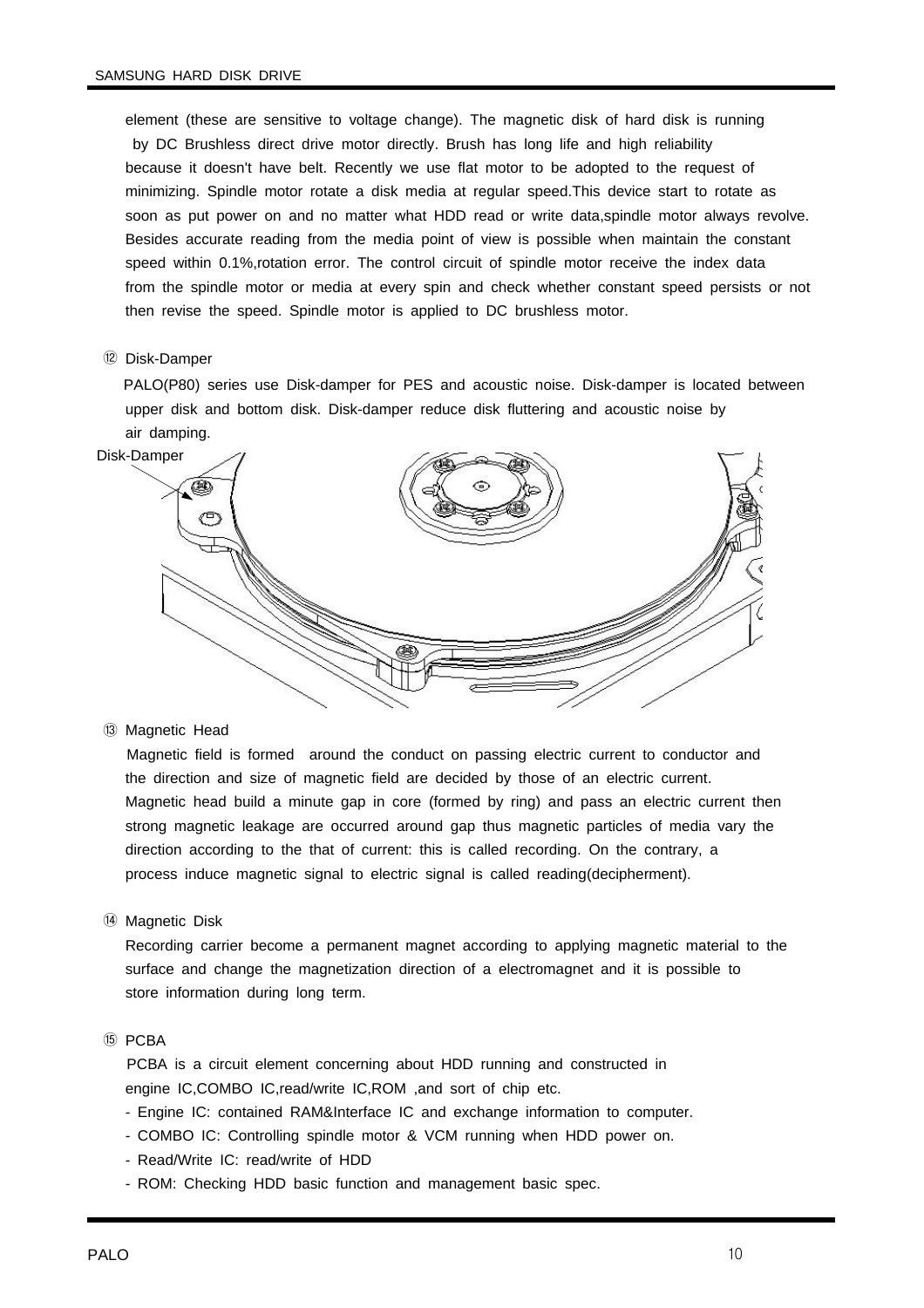element (these are sensitive to voltage change). The magnetic disk of hard disk is running by DC Brushless direct drive motor directly. Brush has long life and high reliability because it doesn't have belt. Recently we use flat motor to be adopted to the request of minimizing. Spindle motor rotate a disk media at regular speed.This device start to rotate as soon as put power on and no matter what HDD read or write data,spindle motor always revolve. Besides accurate reading from the media point of view is possible when maintain the constant speed within 0.1%,rotation error. The control circuit of spindle motor receive the index data from the spindle motor or media at every spin and check whether constant speed persists or not then revise the speed. Spindle motor is applied to DC brushless motor.

⑫ Disk-Damper

PALO(P80) series use Disk-damper for PES and acoustic noise. Disk-damper is located between upper disk and bottom disk. Disk-damper reduce disk fluttering and acoustic noise by air damping.

Disk-Damper

⑬ Magnetic Head

Magnetic field is formed around the conduct on passing electric current to conductor and the direction and size of magnetic field are decided by those of an electric current. Magnetic head build a minute gap in core (formed by ring) and pass an electric current then strong magnetic leakage are occurred around gap thus magnetic particles of media vary the direction according to the that of current: this is called recording. On the contrary, a process induce magnetic signal to electric signal is called reading(decipherment).

⑭ Magnetic Disk

Recording carrier become a permanent magnet according to applying magnetic material to the surface and change the magnetization direction of a electromagnet and it is possible to store information during long term.

⑮ PCBA

PCBA is a circuit element concerning about HDD running and constructed in engine IC,COMBO IC,read/write IC,ROM ,and sort of chip etc.

- Engine IC: contained RAM&Interface IC and exchange information to computer.
- COMBO IC: Controlling spindle motor & VCM running when HDD power on.
- Read/Write IC: read/write of HDD
- ROM: Checking HDD basic function and management basic spec.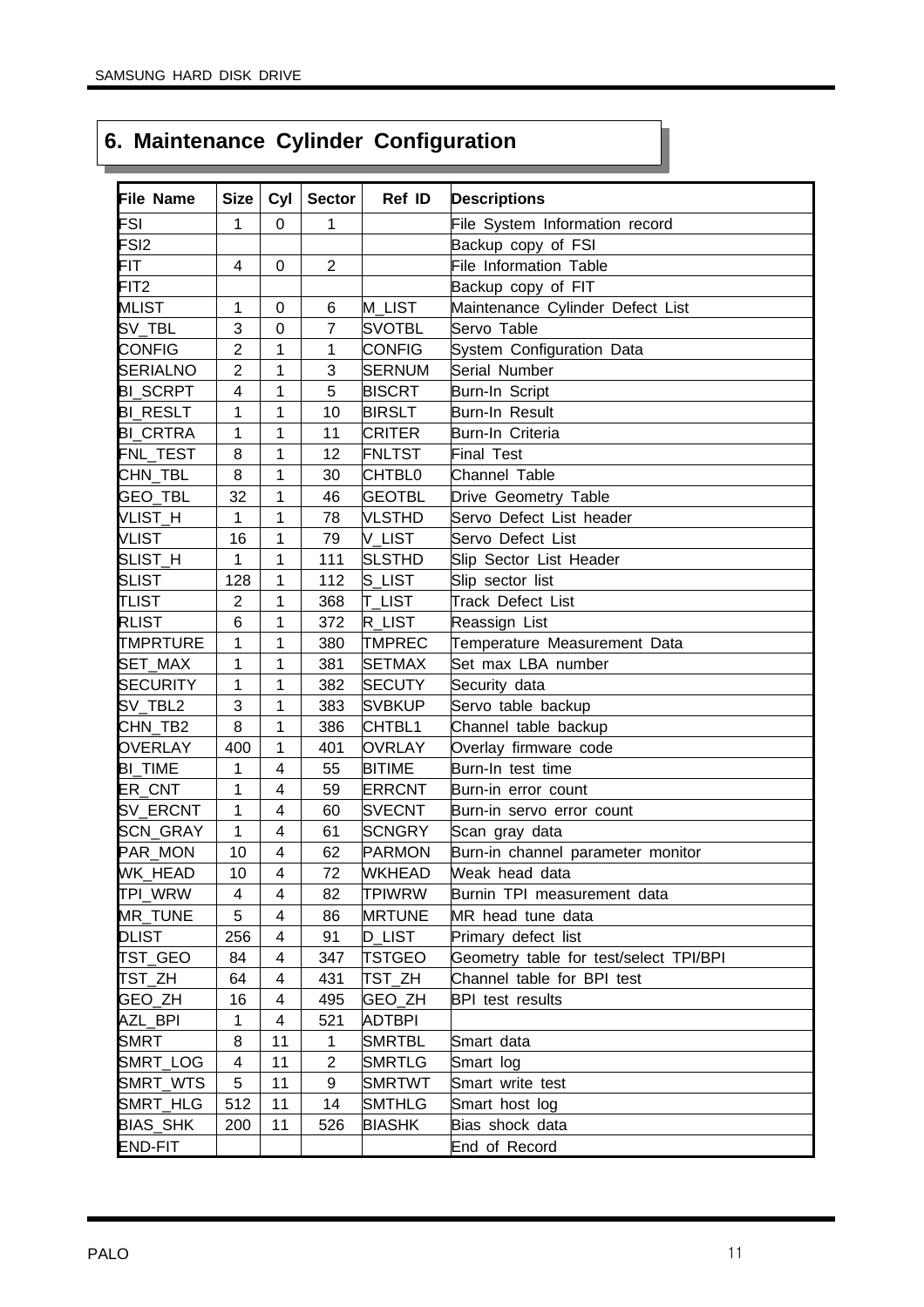# 6. Maintenance Cylinder Configuration

| File Name | Size | Cyl | Sector | Ref ID | Descriptions |
|---|---|---|---|---|---|
| FSI | 1 | 0 | 1 | | File System Information record |
| FSI2 | | | | | Backup copy of FSI |
| FIT | 4 | 0 | 2 | | File Information Table |
| FIT2 | | | | | Backup copy of FIT |
| MLIST | 1 | 0 | 6 | M_LIST | Maintenance Cylinder Defect List |
| SV_TBL | 3 | 0 | 7 | SVOTBL | Servo Table |
| CONFIG | 2 | 1 | 1 | CONFIG | System Configuration Data |
| SERIALNO | 2 | 1 | 3 | SERNUM | Serial Number |
| BI_SCRPT | 4 | 1 | 5 | BISCRT | Burn-In Script |
| BI_RESLT | 1 | 1 | 10 | BIRSLT | Burn-In Result |
| BI_CRTRA | 1 | 1 | 11 | CRITER | Burn-In Criteria |
| FNL_TEST | 8 | 1 | 12 | FNLTST | Final Test |
| CHN_TBL | 8 | 1 | 30 | CHTBL0 | Channel Table |
| GEO_TBL | 32 | 1 | 46 | GEOTBL | Drive Geometry Table |
| VLIST_H | 1 | 1 | 78 | VLSTHD | Servo Defect List header |
| VLIST | 16 | 1 | 79 | V_LIST | Servo Defect List |
| SLIST_H | 1 | 1 | 111 | SLSTHD | Slip Sector List Header |
| SLIST | 128 | 1 | 112 | S_LIST | Slip sector list |
| TLIST | 2 | 1 | 368 | T_LIST | Track Defect List |
| RLIST | 6 | 1 | 372 | R_LIST | Reassign List |
| TMPRTURE | 1 | 1 | 380 | TMPREC | Temperature Measurement Data |
| SET_MAX | 1 | 1 | 381 | SETMAX | Set max LBA number |
| SECURITY | 1 | 1 | 382 | SECUTY | Security data |
| SV_TBL2 | 3 | 1 | 383 | SVBKUP | Servo table backup |
| CHN_TB2 | 8 | 1 | 386 | CHTBL1 | Channel table backup |
| OVERLAY | 400 | 1 | 401 | OVRLAY | Overlay firmware code |
| BI_TIME | 1 | 4 | 55 | BITIME | Burn-In test time |
| ER_CNT | 1 | 4 | 59 | ERRCNT | Burn-in error count |
| SV_ERCNT | 1 | 4 | 60 | SVECNT | Burn-in servo error count |
| SCN_GRAY | 1 | 4 | 61 | SCNGRY | Scan gray data |
| PAR_MON | 10 | 4 | 62 | PARMON | Burn-in channel parameter monitor |
| WK_HEAD | 10 | 4 | 72 | WKHEAD | Weak head data |
| TPI_WRW | 4 | 4 | 82 | TPIWRW | Burnin TPI measurement data |
| MR_TUNE | 5 | 4 | 86 | MRTUNE | MR head tune data |
| DLIST | 256 | 4 | 91 | D_LIST | Primary defect list |
| TST_GEO | 84 | 4 | 347 | TSTGEO | Geometry table for test/select TPI/BPI |
| TST_ZH | 64 | 4 | 431 | TST_ZH | Channel table for BPI test |
| GEO_ZH | 16 | 4 | 495 | GEO_ZH | BPI test results |
| AZL_BPI | 1 | 4 | 521 | ADTBPI | |
| SMRT | 8 | 11 | 1 | SMRTBL | Smart data |
| SMRT_LOG | 4 | 11 | 2 | SMRTLG | Smart log |
| SMRT_WTS | 5 | 11 | 9 | SMRTWT | Smart write test |
| SMRT_HLG | 512 | 11 | 14 | SMTHLG | Smart host log |
| BIAS_SHK | 200 | 11 | 526 | BIASHK | Bias shock data |
| END-FIT | | | | | End of Record |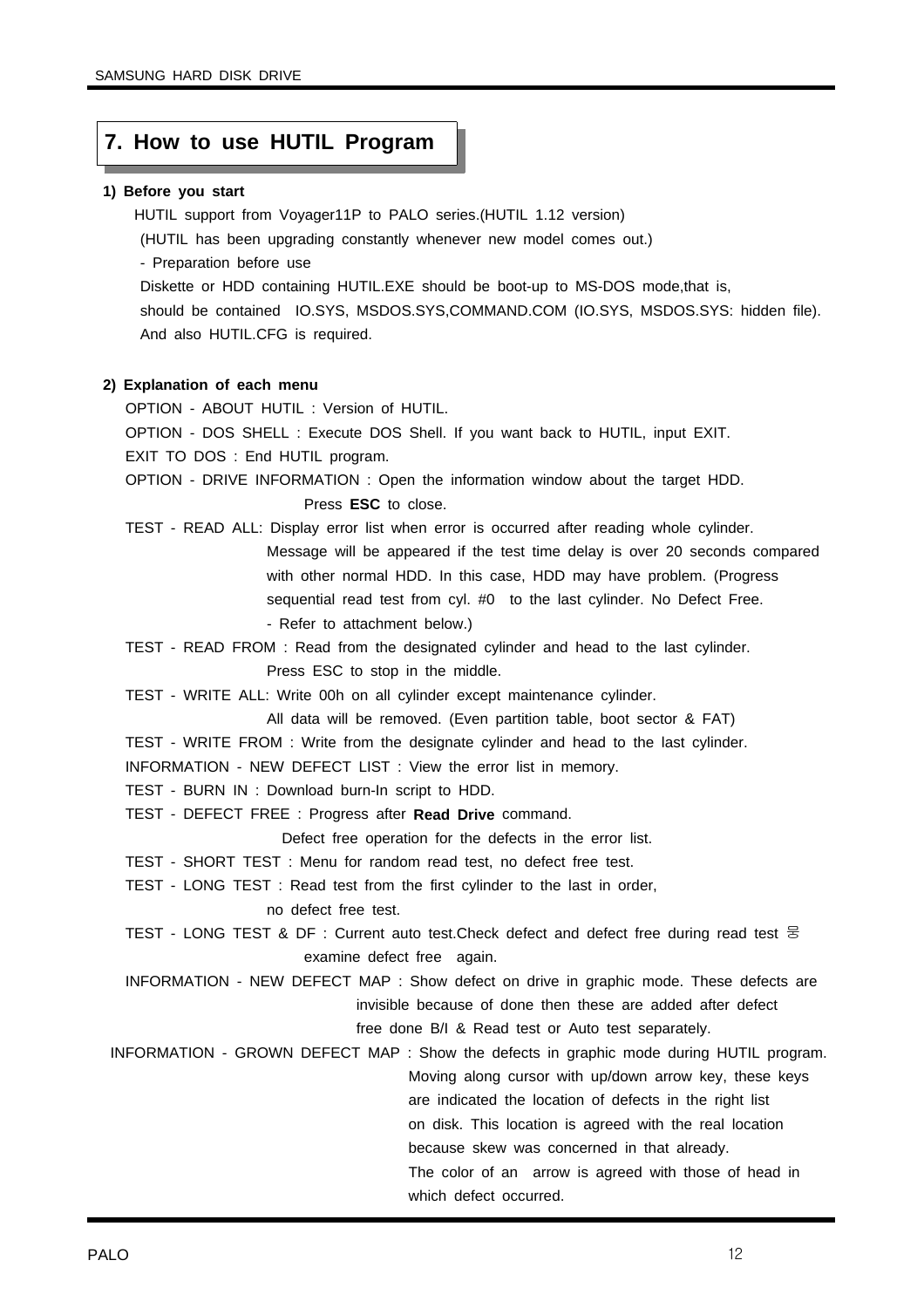# 7. How to use HUTIL Program

**1) Before you start**

HUTIL support from Voyager11P to PALO series.(HUTIL 1.12 version)

(HUTIL has been upgrading constantly whenever new model comes out.)

- Preparation before use

Diskette or HDD containing HUTIL.EXE should be boot-up to MS-DOS mode,that is, should be contained IO.SYS, MSDOS.SYS,COMMAND.COM (IO.SYS, MSDOS.SYS: hidden file). And also HUTIL.CFG is required.

**2) Explanation of each menu**

OPTION - ABOUT HUTIL : Version of HUTIL.

OPTION - DOS SHELL : Execute DOS Shell. If you want back to HUTIL, input EXIT.

EXIT TO DOS : End HUTIL program.

OPTION - DRIVE INFORMATION : Open the information window about the target HDD. Press **ESC** to close.

TEST - READ ALL: Display error list when error is occurred after reading whole cylinder. Message will be appeared if the test time delay is over 20 seconds compared with other normal HDD. In this case, HDD may have problem. (Progress sequential read test from cyl. #0 to the last cylinder. No Defect Free. - Refer to attachment below.)

TEST - READ FROM : Read from the designated cylinder and head to the last cylinder. Press ESC to stop in the middle.

TEST - WRITE ALL: Write 00h on all cylinder except maintenance cylinder. All data will be removed. (Even partition table, boot sector & FAT)

TEST - WRITE FROM : Write from the designate cylinder and head to the last cylinder.

INFORMATION - NEW DEFECT LIST : View the error list in memory.

TEST - BURN IN : Download burn-In script to HDD.

TEST - DEFECT FREE : Progress after **Read Drive** command. Defect free operation for the defects in the error list.

TEST - SHORT TEST : Menu for random read test, no defect free test.

TEST - LONG TEST : Read test from the first cylinder to the last in order, no defect free test.

TEST - LONG TEST & DF : Current auto test.Check defect and defect free during read test 중 examine defect free again.

INFORMATION - NEW DEFECT MAP : Show defect on drive in graphic mode. These defects are invisible because of done then these are added after defect free done B/I & Read test or Auto test separately.

INFORMATION - GROWN DEFECT MAP : Show the defects in graphic mode during HUTIL program. Moving along cursor with up/down arrow key, these keys are indicated the location of defects in the right list on disk. This location is agreed with the real location because skew was concerned in that already. The color of an arrow is agreed with those of head in which defect occurred.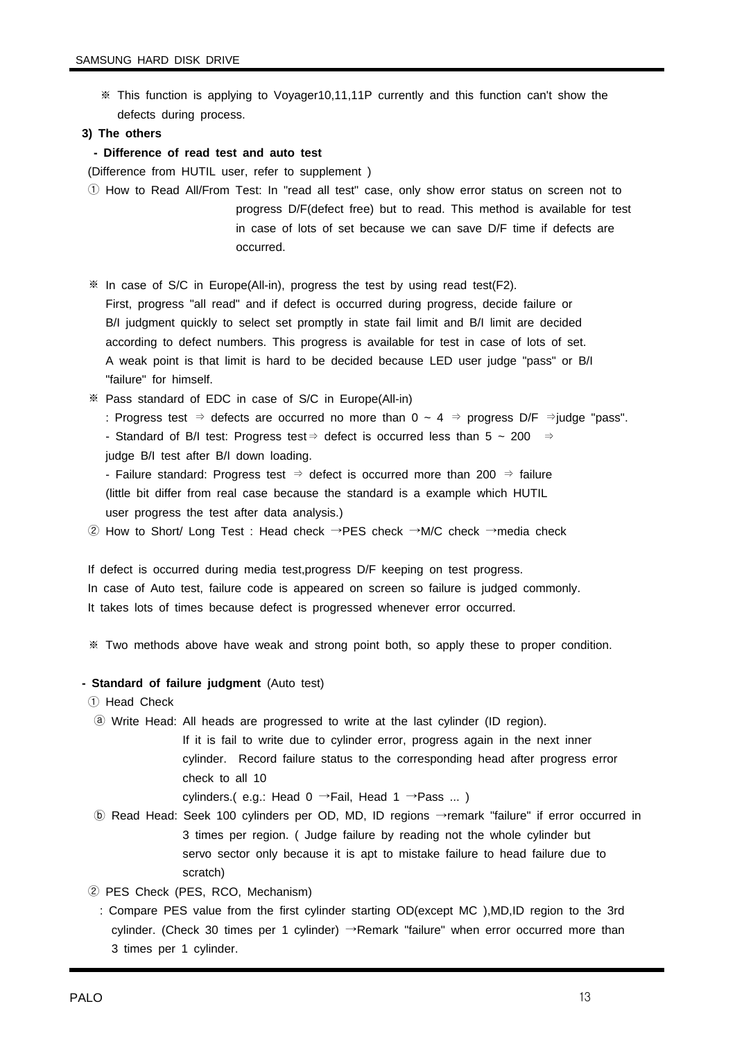※ This function is applying to Voyager10,11,11P currently and this function can't show the defects during process.

**3) The others**

**- Difference of read test and auto test**

(Difference from HUTIL user, refer to supplement )

① How to Read All/From Test: In "read all test" case, only show error status on screen not to progress D/F(defect free) but to read. This method is available for test in case of lots of set because we can save D/F time if defects are occurred.

※ In case of S/C in Europe(All-in), progress the test by using read test(F2).
First, progress "all read" and if defect is occurred during progress, decide failure or B/I judgment quickly to select set promptly in state fail limit and B/I limit are decided according to defect numbers. This progress is available for test in case of lots of set.
A weak point is that limit is hard to be decided because LED user judge "pass" or B/I "failure" for himself.

※ Pass standard of EDC in case of S/C in Europe(All-in)
: Progress test ⇒ defects are occurred no more than 0 ~ 4 ⇒ progress D/F ⇒judge "pass".
- Standard of B/I test: Progress test⇒ defect is occurred less than 5 ~ 200 ⇒ judge B/I test after B/I down loading.
- Failure standard: Progress test ⇒ defect is occurred more than 200 ⇒ failure (little bit differ from real case because the standard is a example which HUTIL user progress the test after data analysis.)

② How to Short/ Long Test : Head check →PES check →M/C check →media check

If defect is occurred during media test,progress D/F keeping on test progress.
In case of Auto test, failure code is appeared on screen so failure is judged commonly.
It takes lots of times because defect is progressed whenever error occurred.

※ Two methods above have weak and strong point both, so apply these to proper condition.

**- Standard of failure judgment** (Auto test)

① Head Check

ⓐ Write Head: All heads are progressed to write at the last cylinder (ID region).
If it is fail to write due to cylinder error, progress again in the next inner cylinder. Record failure status to the corresponding head after progress error check to all 10 cylinders.( e.g.: Head 0 →Fail, Head 1 →Pass ... )

ⓑ Read Head: Seek 100 cylinders per OD, MD, ID regions →remark "failure" if error occurred in 3 times per region. ( Judge failure by reading not the whole cylinder but servo sector only because it is apt to mistake failure to head failure due to scratch)

② PES Check (PES, RCO, Mechanism)
: Compare PES value from the first cylinder starting OD(except MC ),MD,ID region to the 3rd cylinder. (Check 30 times per 1 cylinder) →Remark "failure" when error occurred more than 3 times per 1 cylinder.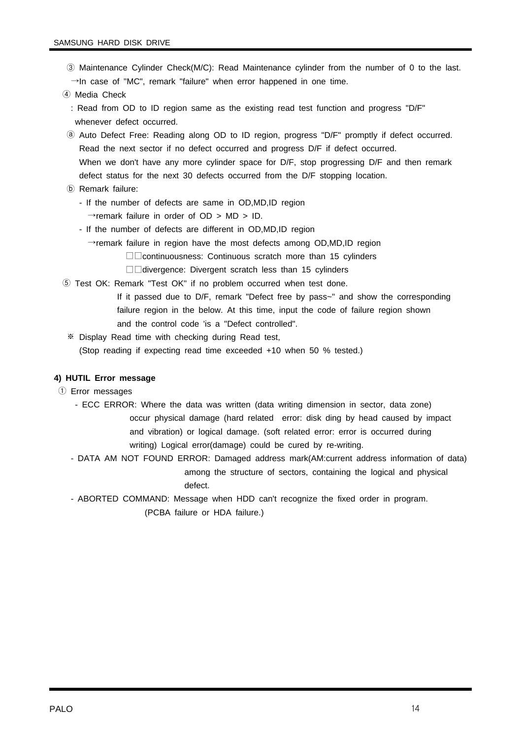③ Maintenance Cylinder Check(M/C): Read Maintenance cylinder from the number of 0 to the last.
→In case of "MC", remark "failure" when error happened in one time.

④ Media Check

: Read from OD to ID region same as the existing read test function and progress "D/F" whenever defect occurred.

ⓐ Auto Defect Free: Reading along OD to ID region, progress "D/F" promptly if defect occurred. Read the next sector if no defect occurred and progress D/F if defect occurred. When we don't have any more cylinder space for D/F, stop progressing D/F and then remark defect status for the next 30 defects occurred from the D/F stopping location.

ⓑ Remark failure:

- If the number of defects are same in OD,MD,ID region
  →remark failure in order of OD > MD > ID.
- If the number of defects are different in OD,MD,ID region
  →remark failure in region have the most defects among OD,MD,ID region
  □□continuousness: Continuous scratch more than 15 cylinders
  □□divergence: Divergent scratch less than 15 cylinders

⑤ Test OK: Remark "Test OK" if no problem occurred when test done.
If it passed due to D/F, remark "Defect free by pass~" and show the corresponding failure region in the below. At this time, input the code of failure region shown and the control code 'is a "Defect controlled".

※ Display Read time with checking during Read test,
(Stop reading if expecting read time exceeded +10 when 50 % tested.)

**4) HUTIL Error message**

① Error messages

- ECC ERROR: Where the data was written (data writing dimension in sector, data zone) occur physical damage (hard related error: disk ding by head caused by impact and vibration) or logical damage. (soft related error: error is occurred during writing) Logical error(damage) could be cured by re-writing.
- DATA AM NOT FOUND ERROR: Damaged address mark(AM:current address information of data) among the structure of sectors, containing the logical and physical defect.
- ABORTED COMMAND: Message when HDD can't recognize the fixed order in program. (PCBA failure or HDA failure.)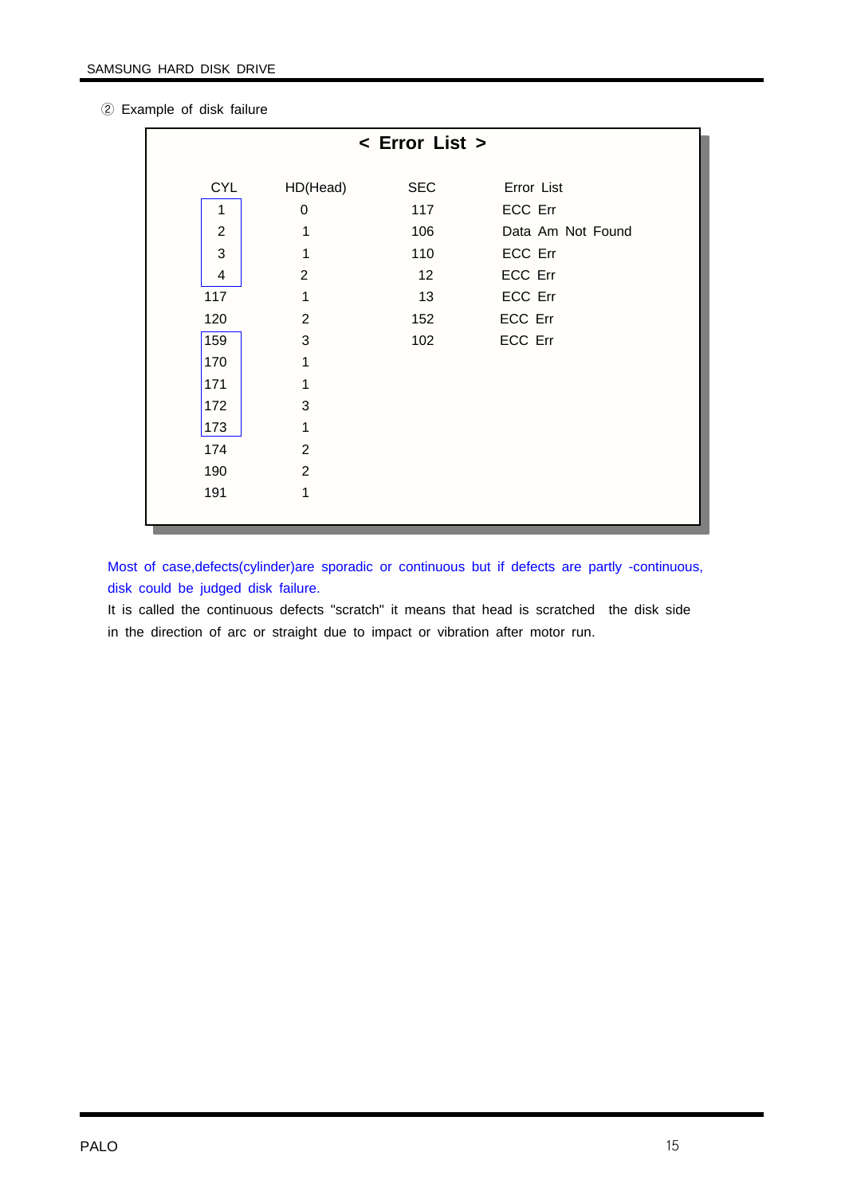② Example of disk failure

**< Error List >**

| CYL | HD(Head) | SEC | Error List |
|---|---|---|---|
| 1 | 0 | 117 | ECC Err |
| 2 | 1 | 106 | Data Am Not Found |
| 3 | 1 | 110 | ECC Err |
| 4 | 2 | 12 | ECC Err |
| 117 | 1 | 13 | ECC Err |
| 120 | 2 | 152 | ECC Err |
| 159 | 3 | 102 | ECC Err |
| 170 | 1 | | |
| 171 | 1 | | |
| 172 | 3 | | |
| 173 | 1 | | |
| 174 | 2 | | |
| 190 | 2 | | |
| 191 | 1 | | |

Most of case,defects(cylinder)are sporadic or continuous but if defects are partly -continuous, disk could be judged disk failure.

It is called the continuous defects "scratch" it means that head is scratched the disk side in the direction of arc or straight due to impact or vibration after motor run.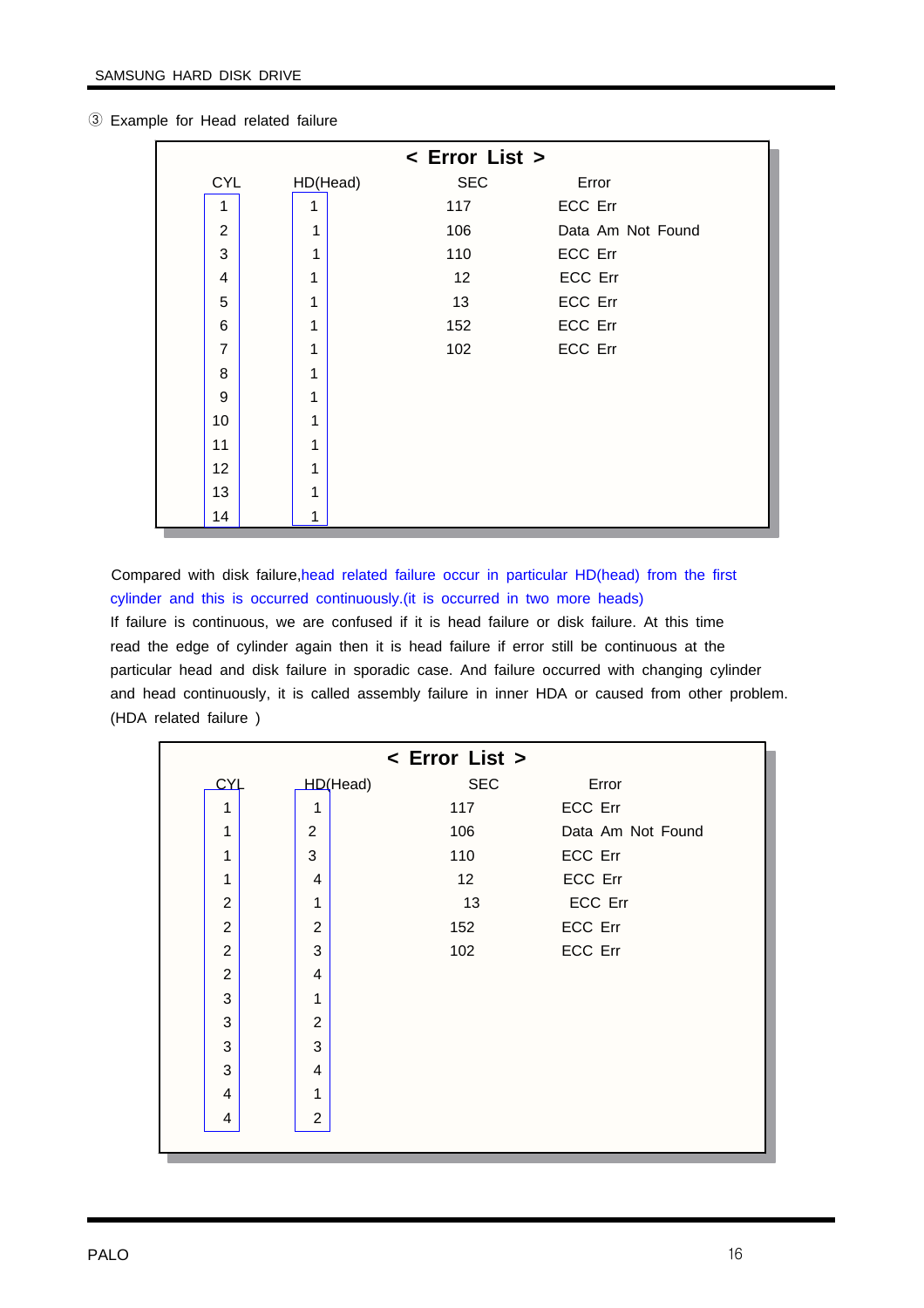③ Example for Head related failure

**< Error List >**

| CYL | HD(Head) | SEC | Error |
|---|---|---|---|
| 1 | 1 | 117 | ECC Err |
| 2 | 1 | 106 | Data Am Not Found |
| 3 | 1 | 110 | ECC Err |
| 4 | 1 | 12 | ECC Err |
| 5 | 1 | 13 | ECC Err |
| 6 | 1 | 152 | ECC Err |
| 7 | 1 | 102 | ECC Err |
| 8 | 1 | | |
| 9 | 1 | | |
| 10 | 1 | | |
| 11 | 1 | | |
| 12 | 1 | | |
| 13 | 1 | | |
| 14 | 1 | | |

Compared with disk failure,head related failure occur in particular HD(head) from the first cylinder and this is occurred continuously.(it is occurred in two more heads)
If failure is continuous, we are confused if it is head failure or disk failure. At this time read the edge of cylinder again then it is head failure if error still be continuous at the particular head and disk failure in sporadic case. And failure occurred with changing cylinder and head continuously, it is called assembly failure in inner HDA or caused from other problem. (HDA related failure )

**< Error List >**

| CYL | HD(Head) | SEC | Error |
|---|---|---|---|
| 1 | 1 | 117 | ECC Err |
| 1 | 2 | 106 | Data Am Not Found |
| 1 | 3 | 110 | ECC Err |
| 1 | 4 | 12 | ECC Err |
| 2 | 1 | 13 | ECC Err |
| 2 | 2 | 152 | ECC Err |
| 2 | 3 | 102 | ECC Err |
| 2 | 4 | | |
| 3 | 1 | | |
| 3 | 2 | | |
| 3 | 3 | | |
| 3 | 4 | | |
| 4 | 1 | | |
| 4 | 2 | | |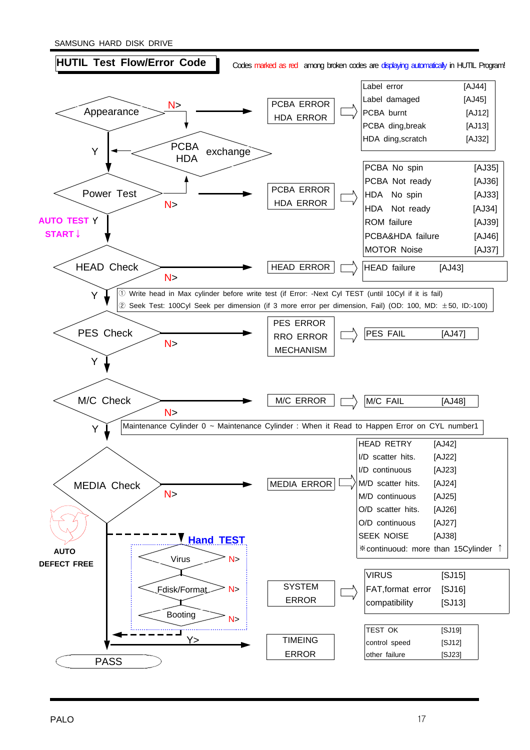## HUTIL Test Flow/Error Code

Codes marked as red among broken codes are displaying automatically in HUTIL Program!

**Appearance** — N> PCBA ERROR / HDA ERROR ⇨

| Error | Code |
|---|---|
| Label error | [AJ44] |
| Label damaged | [AJ45] |
| PCBA burnt | [AJ12] |
| PCBA ding,break | [AJ13] |
| HDA ding,scratch | [AJ32] |

N> PCBA HDA exchange → Y

**Power Test** — N> PCBA ERROR / HDA ERROR ⇨

| Error | Code |
|---|---|
| PCBA No spin | [AJ35] |
| PCBA Not ready | [AJ36] |
| HDA No spin | [AJ33] |
| HDA Not ready | [AJ34] |
| ROM failure | [AJ39] |
| PCBA&HDA failure | [AJ46] |
| MOTOR Noise | [AJ37] |

AUTO TEST Y
START ↓

**HEAD Check** — N> HEAD ERROR ⇨

| Error | Code |
|---|---|
| HEAD failure | [AJ43] |

Y

① Write head in Max cylinder before write test (if Error: -Next Cyl TEST (until 10Cyl if it is fail)
② Seek Test: 100Cyl Seek per dimension (if 3 more error per dimension, Fail) (OD: 100, MD: ±50, ID:-100)

**PES Check** — N> PES ERROR / RRO ERROR / MECHANISM ⇨

| Error | Code |
|---|---|
| PES FAIL | [AJ47] |

Y

**M/C Check** — N> M/C ERROR ⇨

| Error | Code |
|---|---|
| M/C FAIL | [AJ48] |

Maintenance Cylinder 0 ~ Maintenance Cylinder : When it Read to Happen Error on CYL number1

Y

**MEDIA Check** — N> MEDIA ERROR ⇨

| Error | Code |
|---|---|
| HEAD RETRY | [AJ42] |
| I/D scatter hits. | [AJ22] |
| I/D continuous | [AJ23] |
| M/D scatter hits. | [AJ24] |
| M/D continuous | [AJ25] |
| O/D scatter hits. | [AJ26] |
| O/D continuous | [AJ27] |
| SEEK NOISE | [AJ38] |

※continuoud: more than 15Cylinder ↑

AUTO DEFECT FREE

**Hand TEST**

- Virus — N>
- Fdisk/Format — N>
- Booting — N>

SYSTEM ERROR ⇨

| Error | Code |
|---|---|
| VIRUS | [SJ15] |
| FAT,format error | [SJ16] |
| compatibility | [SJ13] |

Y> TIMEING ERROR

| Error | Code |
|---|---|
| TEST OK | [SJ19] |
| control speed | [SJ12] |
| other failure | [SJ23] |

**PASS**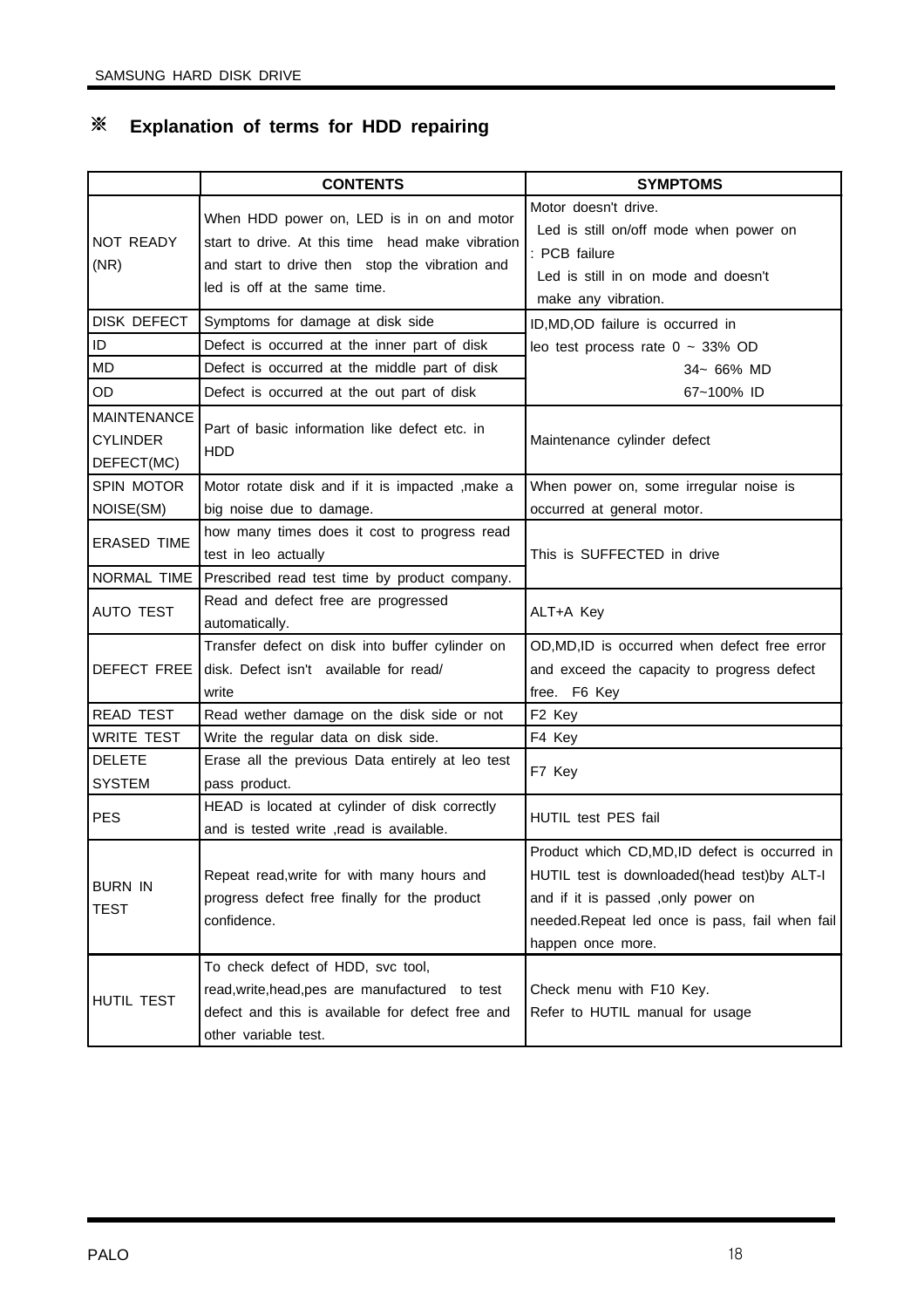## ※ Explanation of terms for HDD repairing

| | CONTENTS | SYMPTOMS |
|---|---|---|
| NOT READY (NR) | When HDD power on, LED is in on and motor start to drive. At this time head make vibration and start to drive then stop the vibration and led is off at the same time. | Motor doesn't drive. Led is still on/off mode when power on : PCB failure Led is still in on mode and doesn't make any vibration. |
| DISK DEFECT | Symptoms for damage at disk side | ID,MD,OD failure is occurred in leo test process rate 0 ~ 33% OD 34~ 66% MD 67~100% ID |
| ID | Defect is occurred at the inner part of disk | |
| MD | Defect is occurred at the middle part of disk | |
| OD | Defect is occurred at the out part of disk | |
| MAINTENANCE CYLINDER DEFECT(MC) | Part of basic information like defect etc. in HDD | Maintenance cylinder defect |
| SPIN MOTOR NOISE(SM) | Motor rotate disk and if it is impacted ,make a big noise due to damage. | When power on, some irregular noise is occurred at general motor. |
| ERASED TIME | how many times does it cost to progress read test in leo actually | This is SUFFECTED in drive |
| NORMAL TIME | Prescribed read test time by product company. | |
| AUTO TEST | Read and defect free are progressed automatically. | ALT+A Key |
| DEFECT FREE | Transfer defect on disk into buffer cylinder on disk. Defect isn't available for read/ write | OD,MD,ID is occurred when defect free error and exceed the capacity to progress defect free. F6 Key |
| READ TEST | Read wether damage on the disk side or not | F2 Key |
| WRITE TEST | Write the regular data on disk side. | F4 Key |
| DELETE SYSTEM | Erase all the previous Data entirely at leo test pass product. | F7 Key |
| PES | HEAD is located at cylinder of disk correctly and is tested write ,read is available. | HUTIL test PES fail |
| BURN IN TEST | Repeat read,write for with many hours and progress defect free finally for the product confidence. | Product which CD,MD,ID defect is occurred in HUTIL test is downloaded(head test)by ALT-I and if it is passed ,only power on needed.Repeat led once is pass, fail when fail happen once more. |
| HUTIL TEST | To check defect of HDD, svc tool, read,write,head,pes are manufactured to test defect and this is available for defect free and other variable test. | Check menu with F10 Key. Refer to HUTIL manual for usage |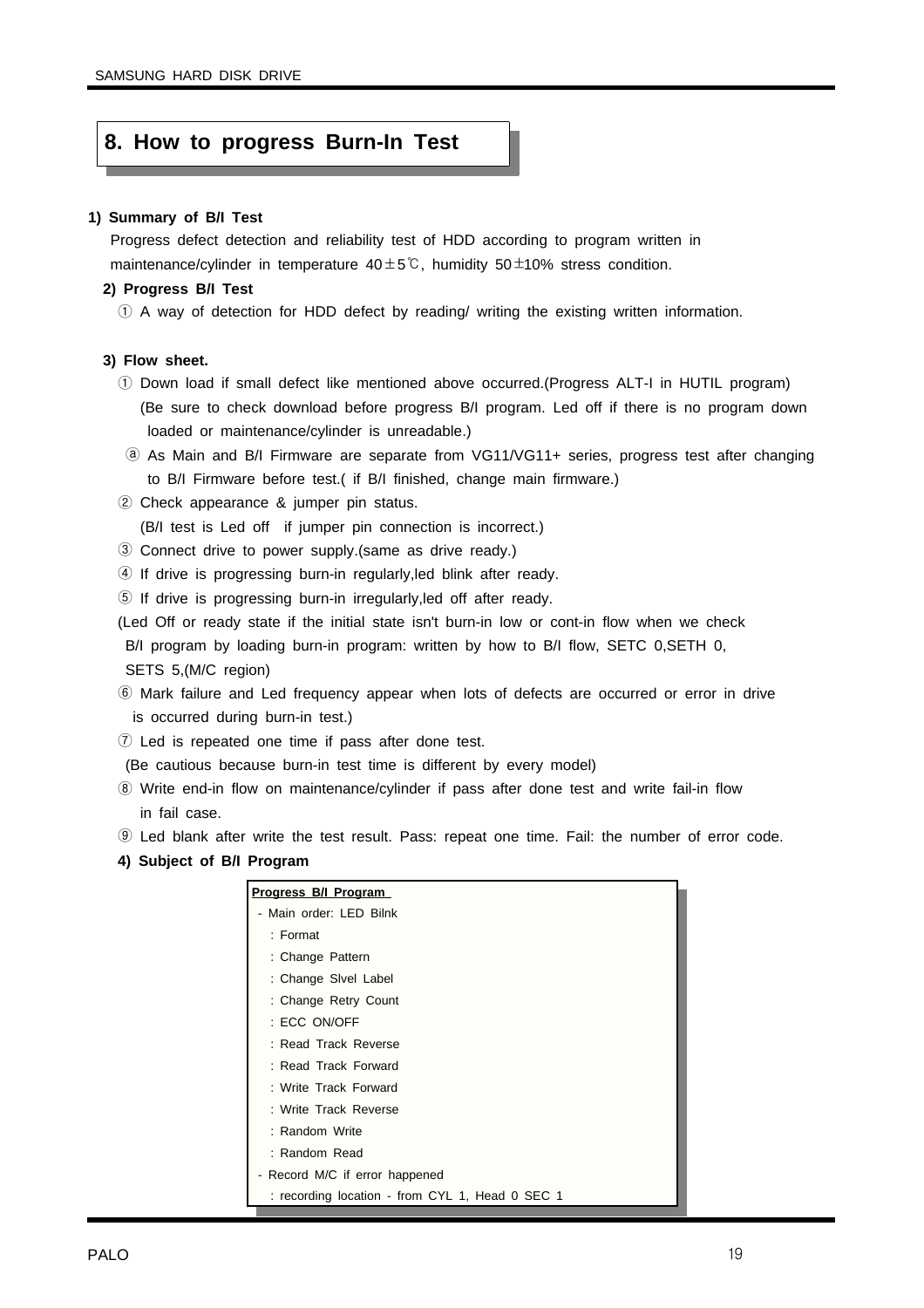# 8. How to progress Burn-In Test

**1) Summary of B/I Test**

Progress defect detection and reliability test of HDD according to program written in maintenance/cylinder in temperature 40±5℃, humidity 50±10% stress condition.

**2) Progress B/I Test**

① A way of detection for HDD defect by reading/ writing the existing written information.

**3) Flow sheet.**

① Down load if small defect like mentioned above occurred.(Progress ALT-I in HUTIL program) (Be sure to check download before progress B/I program. Led off if there is no program down loaded or maintenance/cylinder is unreadable.)

ⓐ As Main and B/I Firmware are separate from VG11/VG11+ series, progress test after changing to B/I Firmware before test.( if B/I finished, change main firmware.)

② Check appearance & jumper pin status. (B/I test is Led off if jumper pin connection is incorrect.)

③ Connect drive to power supply.(same as drive ready.)

④ If drive is progressing burn-in regularly,led blink after ready.

⑤ If drive is progressing burn-in irregularly,led off after ready.

(Led Off or ready state if the initial state isn't burn-in low or cont-in flow when we check B/I program by loading burn-in program: written by how to B/I flow, SETC 0,SETH 0, SETS 5,(M/C region)

⑥ Mark failure and Led frequency appear when lots of defects are occurred or error in drive is occurred during burn-in test.)

⑦ Led is repeated one time if pass after done test.

(Be cautious because burn-in test time is different by every model)

⑧ Write end-in flow on maintenance/cylinder if pass after done test and write fail-in flow in fail case.

⑨ Led blank after write the test result. Pass: repeat one time. Fail: the number of error code.

**4) Subject of B/I Program**

**Progress B/I Program**

- Main order: LED Bilnk
  - : Format
  - : Change Pattern
  - : Change Slvel Label
  - : Change Retry Count
  - : ECC ON/OFF
  - : Read Track Reverse
  - : Read Track Forward
  - : Write Track Forward
  - : Write Track Reverse
  - : Random Write
  - : Random Read
- Record M/C if error happened
  - : recording location - from CYL 1, Head 0 SEC 1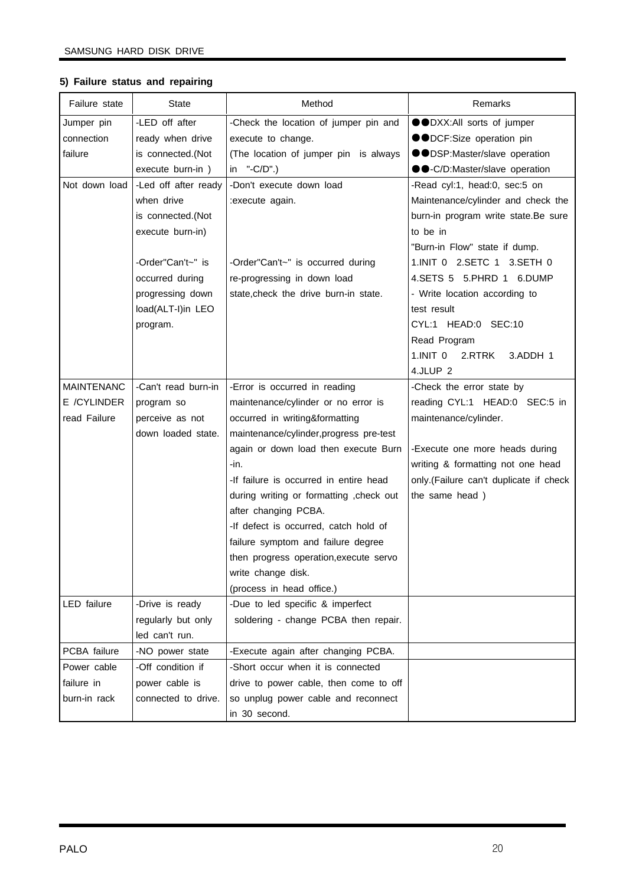### 5) Failure status and repairing

| Failure state | State | Method | Remarks |
|---|---|---|---|
| Jumper pin connection failure | -LED off after ready when drive is connected.(Not execute burn-in ) | -Check the location of jumper pin and execute to change. (The location of jumper pin is always in "-C/D".) | ●●DXX:All sorts of jumper<br>●●DCF:Size operation pin<br>●●DSP:Master/slave operation<br>●●-C/D:Master/slave operation |
| Not down load | -Led off after ready when drive is connected.(Not execute burn-in)<br><br>-Order"Can't~" is occurred during progressing down load(ALT-I)in LEO program. | -Don't execute down load :execute again.<br><br>-Order"Can't~" is occurred during re-progressing in down load state,check the drive burn-in state. | -Read cyl:1, head:0, sec:5 on Maintenance/cylinder and check the burn-in program write state.Be sure to be in "Burn-in Flow" state if dump.<br>1.INIT 0 2.SETC 1 3.SETH 0 4.SETS 5 5.PHRD 1 6.DUMP<br>- Write location according to test result<br>CYL:1 HEAD:0 SEC:10<br>Read Program<br>1.INIT 0 2.RTRK 3.ADDH 1 4.JLUP 2 |
| MAINTENANCE /CYLINDER read Failure | -Can't read burn-in program so perceive as not down loaded state. | -Error is occurred in reading maintenance/cylinder or no error is occurred in writing&formatting maintenance/cylinder,progress pre-test again or down load then execute Burn -in.<br>-If failure is occurred in entire head during writing or formatting ,check out after changing PCBA.<br>-If defect is occurred, catch hold of failure symptom and failure degree then progress operation,execute servo write change disk.<br>(process in head office.) | -Check the error state by reading CYL:1 HEAD:0 SEC:5 in maintenance/cylinder.<br><br>-Execute one more heads during writing & formatting not one head only.(Failure can't duplicate if check the same head ) |
| LED failure | -Drive is ready regularly but only led can't run. | -Due to led specific & imperfect soldering - change PCBA then repair. | |
| PCBA failure | -NO power state | -Execute again after changing PCBA. | |
| Power cable failure in burn-in rack | -Off condition if power cable is connected to drive. | -Short occur when it is connected drive to power cable, then come to off so unplug power cable and reconnect in 30 second. | |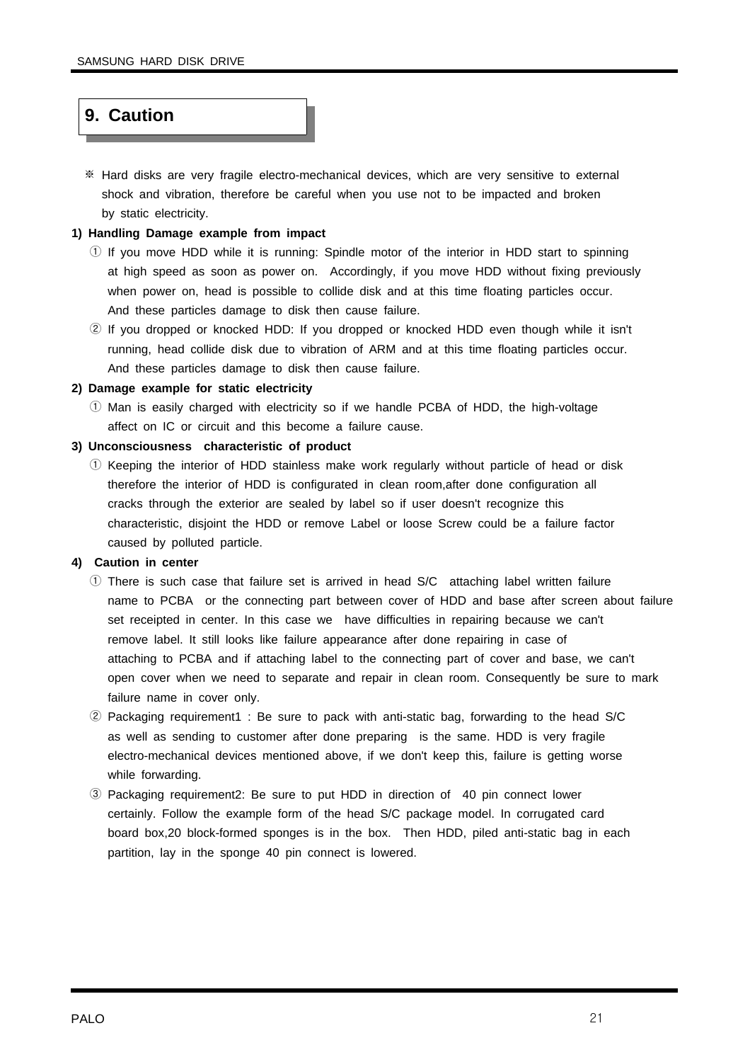## 9. Caution

※ Hard disks are very fragile electro-mechanical devices, which are very sensitive to external shock and vibration, therefore be careful when you use not to be impacted and broken by static electricity.

**1) Handling Damage example from impact**

① If you move HDD while it is running: Spindle motor of the interior in HDD start to spinning at high speed as soon as power on. Accordingly, if you move HDD without fixing previously when power on, head is possible to collide disk and at this time floating particles occur. And these particles damage to disk then cause failure.

② If you dropped or knocked HDD: If you dropped or knocked HDD even though while it isn't running, head collide disk due to vibration of ARM and at this time floating particles occur. And these particles damage to disk then cause failure.

**2) Damage example for static electricity**

① Man is easily charged with electricity so if we handle PCBA of HDD, the high-voltage affect on IC or circuit and this become a failure cause.

**3) Unconsciousness characteristic of product**

① Keeping the interior of HDD stainless make work regularly without particle of head or disk therefore the interior of HDD is configurated in clean room,after done configuration all cracks through the exterior are sealed by label so if user doesn't recognize this characteristic, disjoint the HDD or remove Label or loose Screw could be a failure factor caused by polluted particle.

**4) Caution in center**

① There is such case that failure set is arrived in head S/C attaching label written failure name to PCBA or the connecting part between cover of HDD and base after screen about failure set receipted in center. In this case we have difficulties in repairing because we can't remove label. It still looks like failure appearance after done repairing in case of attaching to PCBA and if attaching label to the connecting part of cover and base, we can't open cover when we need to separate and repair in clean room. Consequently be sure to mark failure name in cover only.

② Packaging requirement1 : Be sure to pack with anti-static bag, forwarding to the head S/C as well as sending to customer after done preparing is the same. HDD is very fragile electro-mechanical devices mentioned above, if we don't keep this, failure is getting worse while forwarding.

③ Packaging requirement2: Be sure to put HDD in direction of 40 pin connect lower certainly. Follow the example form of the head S/C package model. In corrugated card board box,20 block-formed sponges is in the box. Then HDD, piled anti-static bag in each partition, lay in the sponge 40 pin connect is lowered.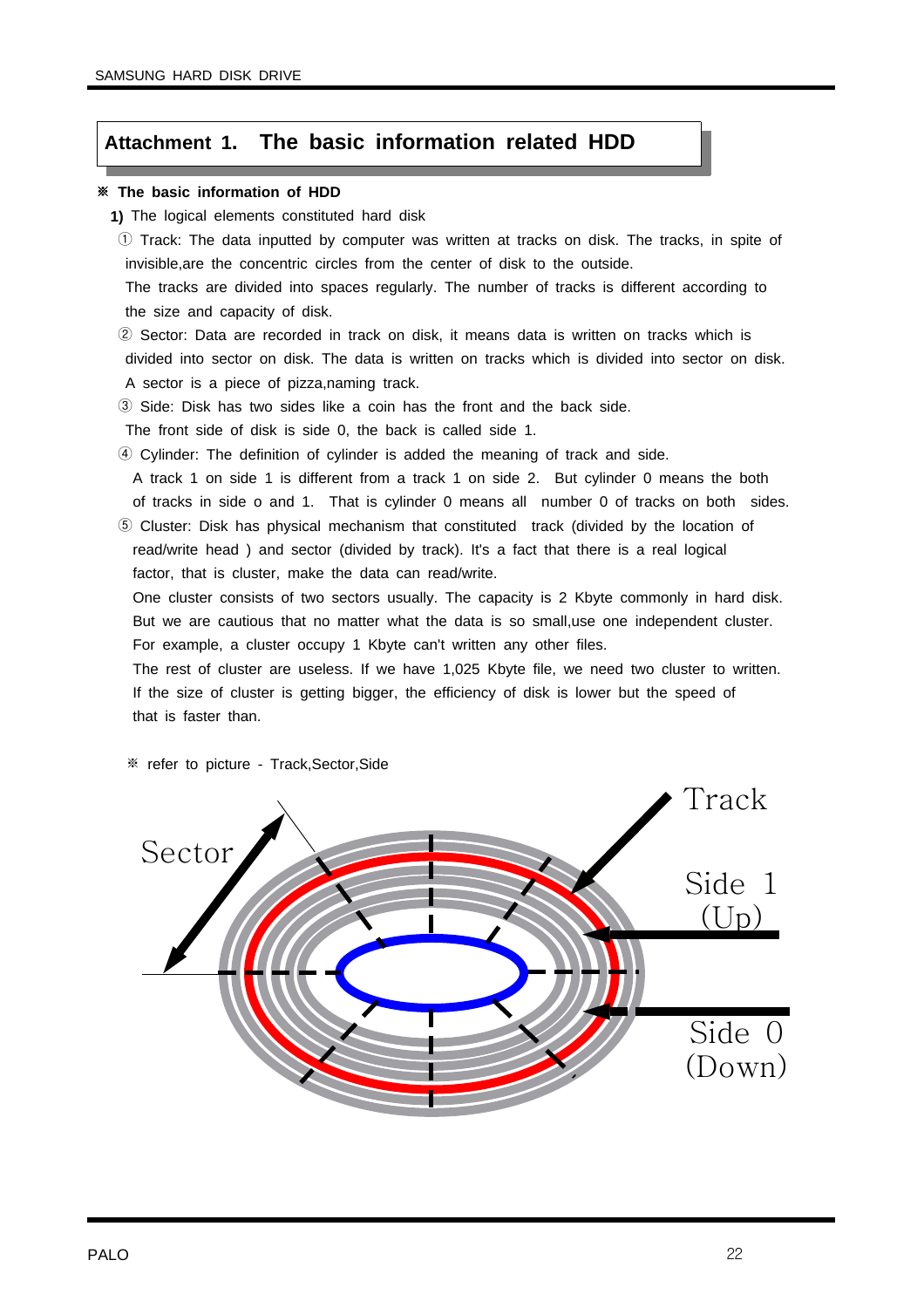## Attachment 1. The basic information related HDD

**※ The basic information of HDD**

**1)** The logical elements constituted hard disk

① Track: The data inputted by computer was written at tracks on disk. The tracks, in spite of invisible,are the concentric circles from the center of disk to the outside.
The tracks are divided into spaces regularly. The number of tracks is different according to the size and capacity of disk.

② Sector: Data are recorded in track on disk, it means data is written on tracks which is divided into sector on disk. The data is written on tracks which is divided into sector on disk. A sector is a piece of pizza,naming track.

③ Side: Disk has two sides like a coin has the front and the back side.
The front side of disk is side 0, the back is called side 1.

④ Cylinder: The definition of cylinder is added the meaning of track and side.
A track 1 on side 1 is different from a track 1 on side 2. But cylinder 0 means the both of tracks in side o and 1. That is cylinder 0 means all number 0 of tracks on both sides.

⑤ Cluster: Disk has physical mechanism that constituted track (divided by the location of read/write head ) and sector (divided by track). It's a fact that there is a real logical factor, that is cluster, make the data can read/write.
One cluster consists of two sectors usually. The capacity is 2 Kbyte commonly in hard disk. But we are cautious that no matter what the data is so small,use one independent cluster. For example, a cluster occupy 1 Kbyte can't written any other files.
The rest of cluster are useless. If we have 1,025 Kbyte file, we need two cluster to written. If the size of cluster is getting bigger, the efficiency of disk is lower but the speed of that is faster than.

※ refer to picture - Track,Sector,Side

Sector

Track

Side 1 (Up)

Side 0 (Down)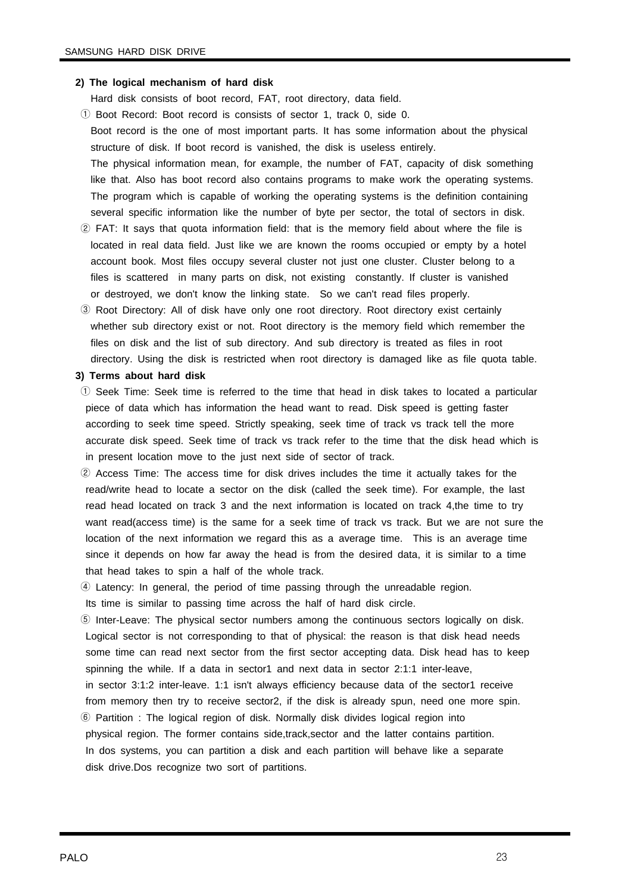**2) The logical mechanism of hard disk**

Hard disk consists of boot record, FAT, root directory, data field.

① Boot Record: Boot record is consists of sector 1, track 0, side 0.
Boot record is the one of most important parts. It has some information about the physical structure of disk. If boot record is vanished, the disk is useless entirely.
The physical information mean, for example, the number of FAT, capacity of disk something like that. Also has boot record also contains programs to make work the operating systems. The program which is capable of working the operating systems is the definition containing several specific information like the number of byte per sector, the total of sectors in disk.

② FAT: It says that quota information field: that is the memory field about where the file is located in real data field. Just like we are known the rooms occupied or empty by a hotel account book. Most files occupy several cluster not just one cluster. Cluster belong to a files is scattered in many parts on disk, not existing constantly. If cluster is vanished or destroyed, we don't know the linking state. So we can't read files properly.

③ Root Directory: All of disk have only one root directory. Root directory exist certainly whether sub directory exist or not. Root directory is the memory field which remember the files on disk and the list of sub directory. And sub directory is treated as files in root directory. Using the disk is restricted when root directory is damaged like as file quota table.

**3) Terms about hard disk**

① Seek Time: Seek time is referred to the time that head in disk takes to located a particular piece of data which has information the head want to read. Disk speed is getting faster according to seek time speed. Strictly speaking, seek time of track vs track tell the more accurate disk speed. Seek time of track vs track refer to the time that the disk head which is in present location move to the just next side of sector of track.

② Access Time: The access time for disk drives includes the time it actually takes for the read/write head to locate a sector on the disk (called the seek time). For example, the last read head located on track 3 and the next information is located on track 4,the time to try want read(access time) is the same for a seek time of track vs track. But we are not sure the location of the next information we regard this as a average time. This is an average time since it depends on how far away the head is from the desired data, it is similar to a time that head takes to spin a half of the whole track.

④ Latency: In general, the period of time passing through the unreadable region.
Its time is similar to passing time across the half of hard disk circle.

⑤ Inter-Leave: The physical sector numbers among the continuous sectors logically on disk. Logical sector is not corresponding to that of physical: the reason is that disk head needs some time can read next sector from the first sector accepting data. Disk head has to keep spinning the while. If a data in sector1 and next data in sector 2:1:1 inter-leave, in sector 3:1:2 inter-leave. 1:1 isn't always efficiency because data of the sector1 receive from memory then try to receive sector2, if the disk is already spun, need one more spin.

⑥ Partition : The logical region of disk. Normally disk divides logical region into physical region. The former contains side,track,sector and the latter contains partition. In dos systems, you can partition a disk and each partition will behave like a separate disk drive.Dos recognize two sort of partitions.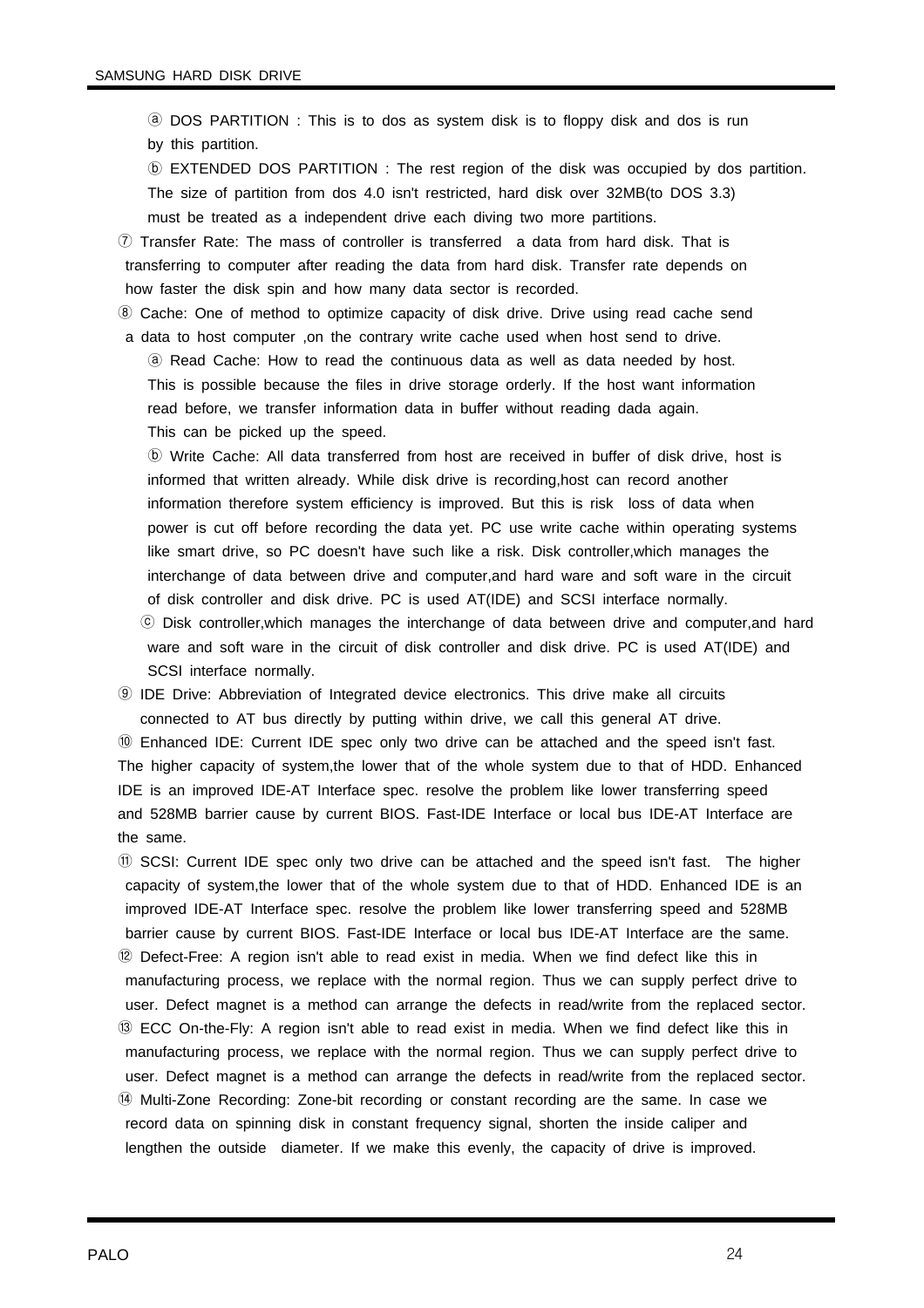ⓐ DOS PARTITION : This is to dos as system disk is to floppy disk and dos is run by this partition.

ⓑ EXTENDED DOS PARTITION : The rest region of the disk was occupied by dos partition. The size of partition from dos 4.0 isn't restricted, hard disk over 32MB(to DOS 3.3) must be treated as a independent drive each diving two more partitions.

⑦ Transfer Rate: The mass of controller is transferred a data from hard disk. That is transferring to computer after reading the data from hard disk. Transfer rate depends on how faster the disk spin and how many data sector is recorded.

⑧ Cache: One of method to optimize capacity of disk drive. Drive using read cache send a data to host computer ,on the contrary write cache used when host send to drive.

ⓐ Read Cache: How to read the continuous data as well as data needed by host. This is possible because the files in drive storage orderly. If the host want information read before, we transfer information data in buffer without reading dada again. This can be picked up the speed.

ⓑ Write Cache: All data transferred from host are received in buffer of disk drive, host is informed that written already. While disk drive is recording,host can record another information therefore system efficiency is improved. But this is risk loss of data when power is cut off before recording the data yet. PC use write cache within operating systems like smart drive, so PC doesn't have such like a risk. Disk controller,which manages the interchange of data between drive and computer,and hard ware and soft ware in the circuit of disk controller and disk drive. PC is used AT(IDE) and SCSI interface normally.

ⓒ Disk controller,which manages the interchange of data between drive and computer,and hard ware and soft ware in the circuit of disk controller and disk drive. PC is used AT(IDE) and SCSI interface normally.

⑨ IDE Drive: Abbreviation of Integrated device electronics. This drive make all circuits connected to AT bus directly by putting within drive, we call this general AT drive.

⑩ Enhanced IDE: Current IDE spec only two drive can be attached and the speed isn't fast. The higher capacity of system,the lower that of the whole system due to that of HDD. Enhanced IDE is an improved IDE-AT Interface spec. resolve the problem like lower transferring speed and 528MB barrier cause by current BIOS. Fast-IDE Interface or local bus IDE-AT Interface are the same.

⑪ SCSI: Current IDE spec only two drive can be attached and the speed isn't fast. The higher capacity of system,the lower that of the whole system due to that of HDD. Enhanced IDE is an improved IDE-AT Interface spec. resolve the problem like lower transferring speed and 528MB barrier cause by current BIOS. Fast-IDE Interface or local bus IDE-AT Interface are the same.

⑫ Defect-Free: A region isn't able to read exist in media. When we find defect like this in manufacturing process, we replace with the normal region. Thus we can supply perfect drive to user. Defect magnet is a method can arrange the defects in read/write from the replaced sector.

⑬ ECC On-the-Fly: A region isn't able to read exist in media. When we find defect like this in manufacturing process, we replace with the normal region. Thus we can supply perfect drive to user. Defect magnet is a method can arrange the defects in read/write from the replaced sector.

⑭ Multi-Zone Recording: Zone-bit recording or constant recording are the same. In case we record data on spinning disk in constant frequency signal, shorten the inside caliper and lengthen the outside diameter. If we make this evenly, the capacity of drive is improved.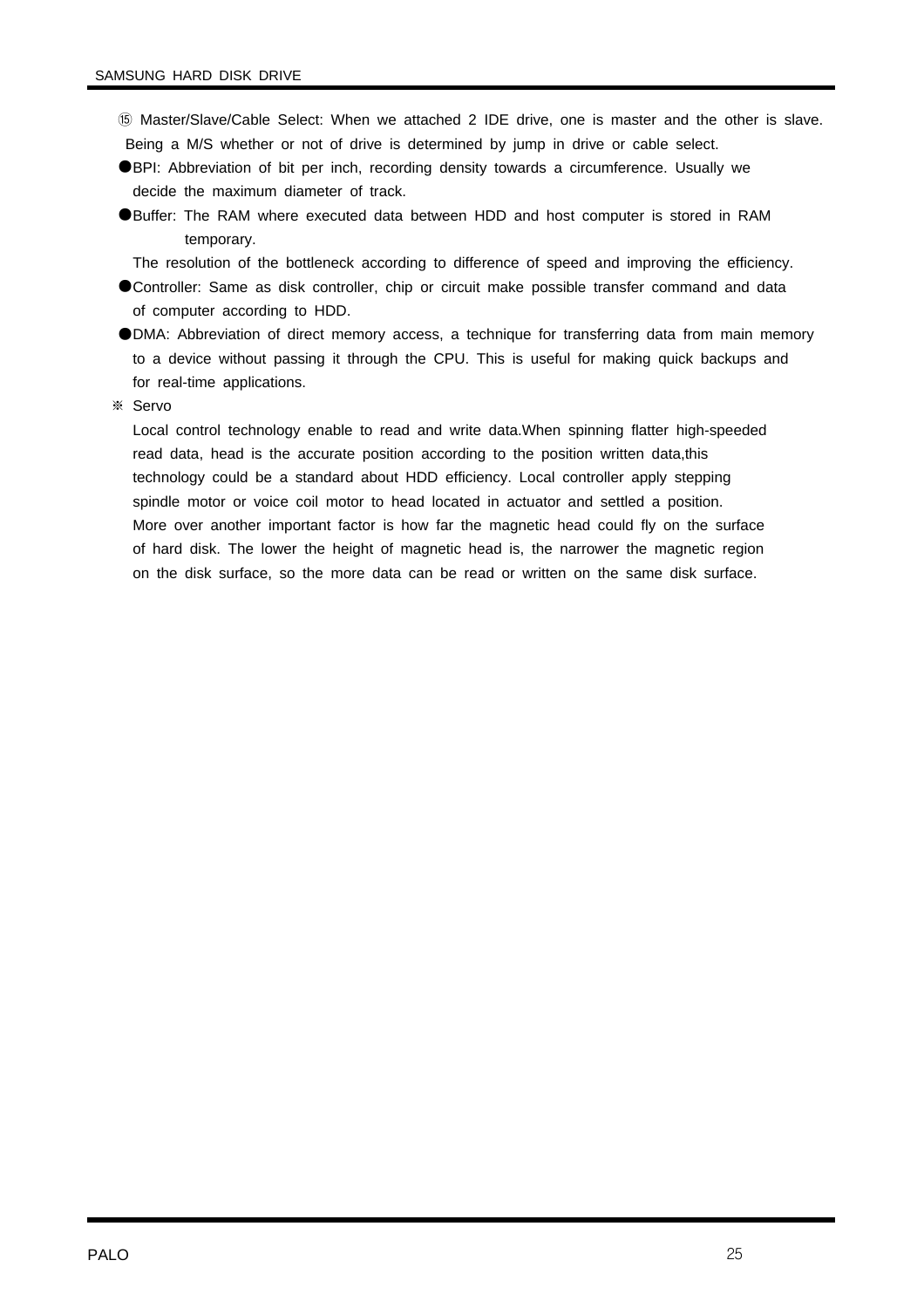⑮ Master/Slave/Cable Select: When we attached 2 IDE drive, one is master and the other is slave. Being a M/S whether or not of drive is determined by jump in drive or cable select.

- ●BPI: Abbreviation of bit per inch, recording density towards a circumference. Usually we decide the maximum diameter of track.
- ●Buffer: The RAM where executed data between HDD and host computer is stored in RAM temporary.

  The resolution of the bottleneck according to difference of speed and improving the efficiency.
- ●Controller: Same as disk controller, chip or circuit make possible transfer command and data of computer according to HDD.
- ●DMA: Abbreviation of direct memory access, a technique for transferring data from main memory to a device without passing it through the CPU. This is useful for making quick backups and for real-time applications.

※ Servo

Local control technology enable to read and write data.When spinning flatter high-speeded read data, head is the accurate position according to the position written data,this technology could be a standard about HDD efficiency. Local controller apply stepping spindle motor or voice coil motor to head located in actuator and settled a position. More over another important factor is how far the magnetic head could fly on the surface of hard disk. The lower the height of magnetic head is, the narrower the magnetic region on the disk surface, so the more data can be read or written on the same disk surface.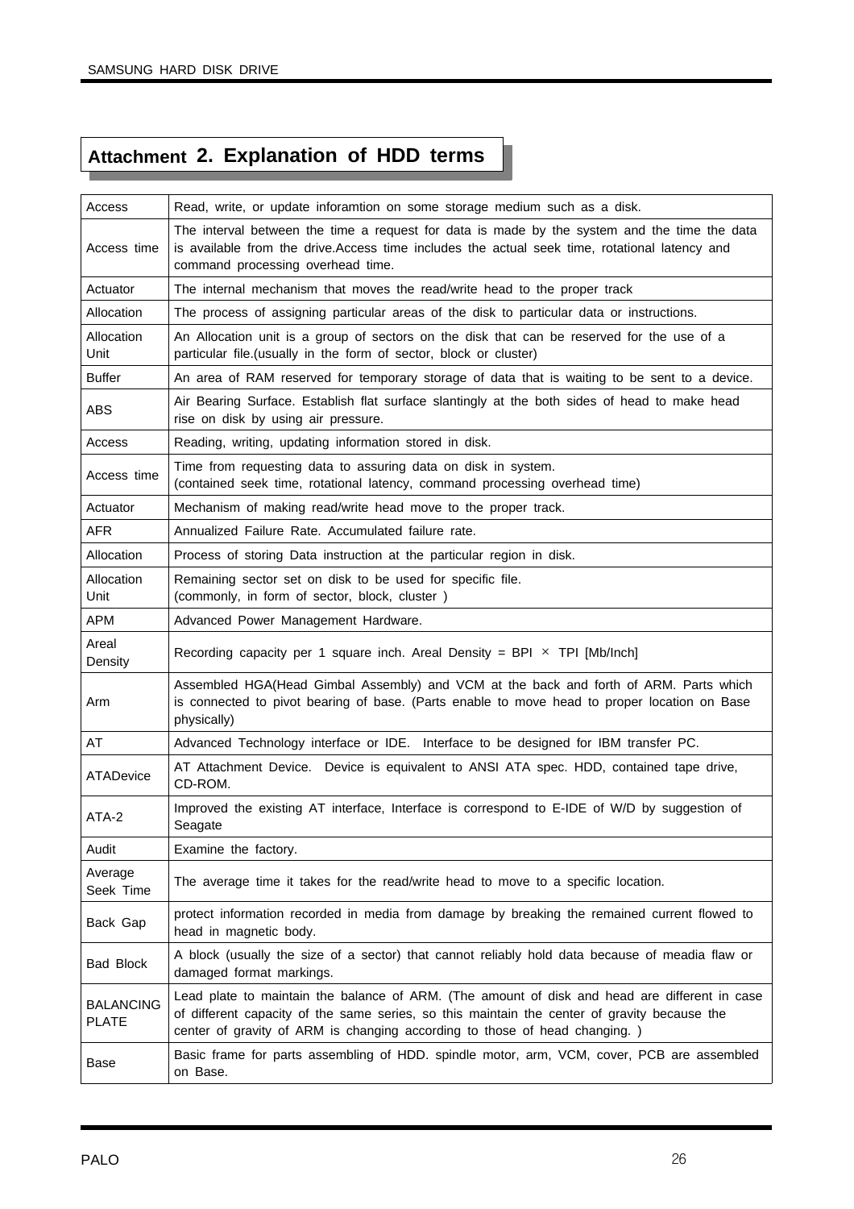# Attachment 2. Explanation of HDD terms

| | |
|---|---|
| Access | Read, write, or update inforamtion on some storage medium such as a disk. |
| Access time | The interval between the time a request for data is made by the system and the time the data is available from the drive.Access time includes the actual seek time, rotational latency and command processing overhead time. |
| Actuator | The internal mechanism that moves the read/write head to the proper track |
| Allocation | The process of assigning particular areas of the disk to particular data or instructions. |
| Allocation Unit | An Allocation unit is a group of sectors on the disk that can be reserved for the use of a particular file.(usually in the form of sector, block or cluster) |
| Buffer | An area of RAM reserved for temporary storage of data that is waiting to be sent to a device. |
| ABS | Air Bearing Surface. Establish flat surface slantingly at the both sides of head to make head rise on disk by using air pressure. |
| Access | Reading, writing, updating information stored in disk. |
| Access time | Time from requesting data to assuring data on disk in system.<br>(contained seek time, rotational latency, command processing overhead time) |
| Actuator | Mechanism of making read/write head move to the proper track. |
| AFR | Annualized Failure Rate. Accumulated failure rate. |
| Allocation | Process of storing Data instruction at the particular region in disk. |
| Allocation Unit | Remaining sector set on disk to be used for specific file.<br>(commonly, in form of sector, block, cluster ) |
| APM | Advanced Power Management Hardware. |
| Areal Density | Recording capacity per 1 square inch. Areal Density = BPI × TPI [Mb/Inch] |
| Arm | Assembled HGA(Head Gimbal Assembly) and VCM at the back and forth of ARM. Parts which is connected to pivot bearing of base. (Parts enable to move head to proper location on Base physically) |
| AT | Advanced Technology interface or IDE. Interface to be designed for IBM transfer PC. |
| ATADevice | AT Attachment Device. Device is equivalent to ANSI ATA spec. HDD, contained tape drive, CD-ROM. |
| ATA-2 | Improved the existing AT interface, Interface is correspond to E-IDE of W/D by suggestion of Seagate |
| Audit | Examine the factory. |
| Average Seek Time | The average time it takes for the read/write head to move to a specific location. |
| Back Gap | protect information recorded in media from damage by breaking the remained current flowed to head in magnetic body. |
| Bad Block | A block (usually the size of a sector) that cannot reliably hold data because of meadia flaw or damaged format markings. |
| BALANCING PLATE | Lead plate to maintain the balance of ARM. (The amount of disk and head are different in case of different capacity of the same series, so this maintain the center of gravity because the center of gravity of ARM is changing according to those of head changing. ) |
| Base | Basic frame for parts assembling of HDD. spindle motor, arm, VCM, cover, PCB are assembled on Base. |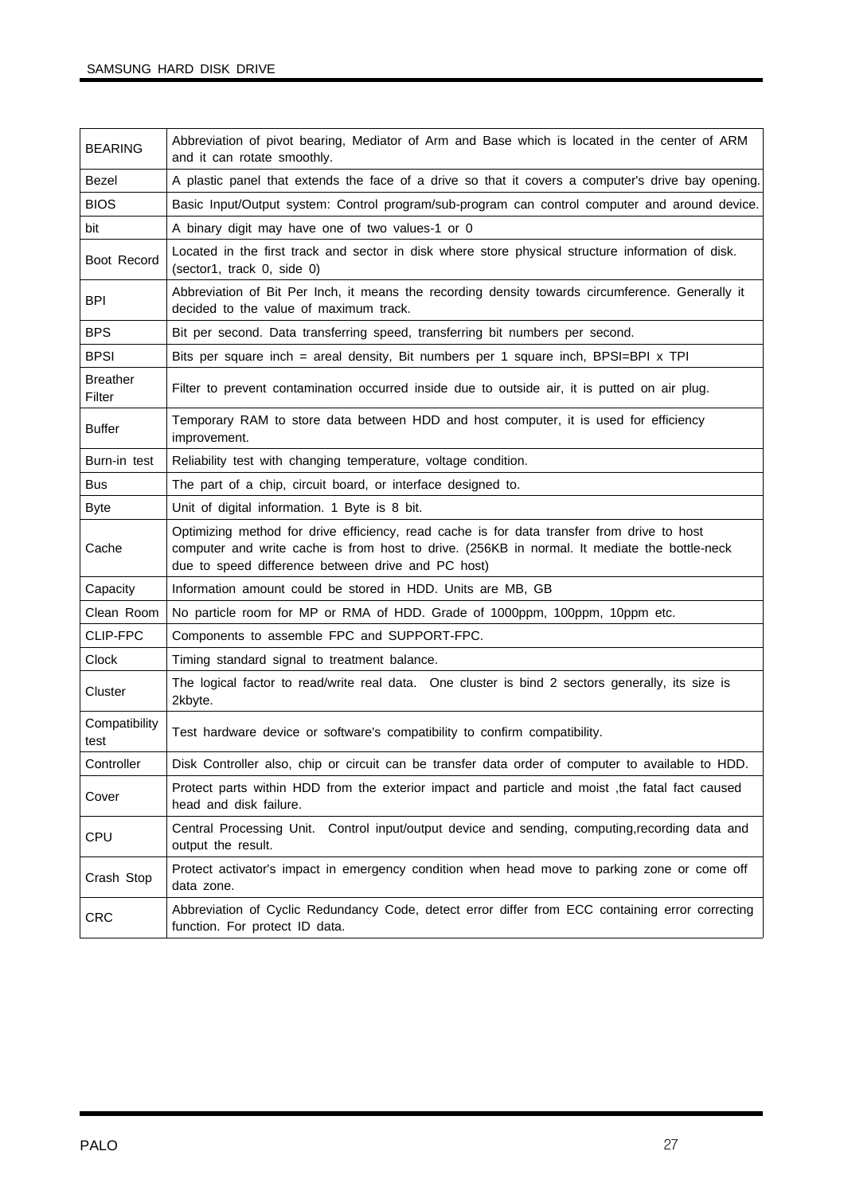| | |
|---|---|
| BEARING | Abbreviation of pivot bearing, Mediator of Arm and Base which is located in the center of ARM and it can rotate smoothly. |
| Bezel | A plastic panel that extends the face of a drive so that it covers a computer's drive bay opening. |
| BIOS | Basic Input/Output system: Control program/sub-program can control computer and around device. |
| bit | A binary digit may have one of two values-1 or 0 |
| Boot Record | Located in the first track and sector in disk where store physical structure information of disk. (sector1, track 0, side 0) |
| BPI | Abbreviation of Bit Per Inch, it means the recording density towards circumference. Generally it decided to the value of maximum track. |
| BPS | Bit per second. Data transferring speed, transferring bit numbers per second. |
| BPSI | Bits per square inch = areal density, Bit numbers per 1 square inch, BPSI=BPI x TPI |
| Breather Filter | Filter to prevent contamination occurred inside due to outside air, it is putted on air plug. |
| Buffer | Temporary RAM to store data between HDD and host computer, it is used for efficiency improvement. |
| Burn-in test | Reliability test with changing temperature, voltage condition. |
| Bus | The part of a chip, circuit board, or interface designed to. |
| Byte | Unit of digital information. 1 Byte is 8 bit. |
| Cache | Optimizing method for drive efficiency, read cache is for data transfer from drive to host computer and write cache is from host to drive. (256KB in normal. It mediate the bottle-neck due to speed difference between drive and PC host) |
| Capacity | Information amount could be stored in HDD. Units are MB, GB |
| Clean Room | No particle room for MP or RMA of HDD. Grade of 1000ppm, 100ppm, 10ppm etc. |
| CLIP-FPC | Components to assemble FPC and SUPPORT-FPC. |
| Clock | Timing standard signal to treatment balance. |
| Cluster | The logical factor to read/write real data. One cluster is bind 2 sectors generally, its size is 2kbyte. |
| Compatibility test | Test hardware device or software's compatibility to confirm compatibility. |
| Controller | Disk Controller also, chip or circuit can be transfer data order of computer to available to HDD. |
| Cover | Protect parts within HDD from the exterior impact and particle and moist ,the fatal fact caused head and disk failure. |
| CPU | Central Processing Unit. Control input/output device and sending, computing,recording data and output the result. |
| Crash Stop | Protect activator's impact in emergency condition when head move to parking zone or come off data zone. |
| CRC | Abbreviation of Cyclic Redundancy Code, detect error differ from ECC containing error correcting function. For protect ID data. |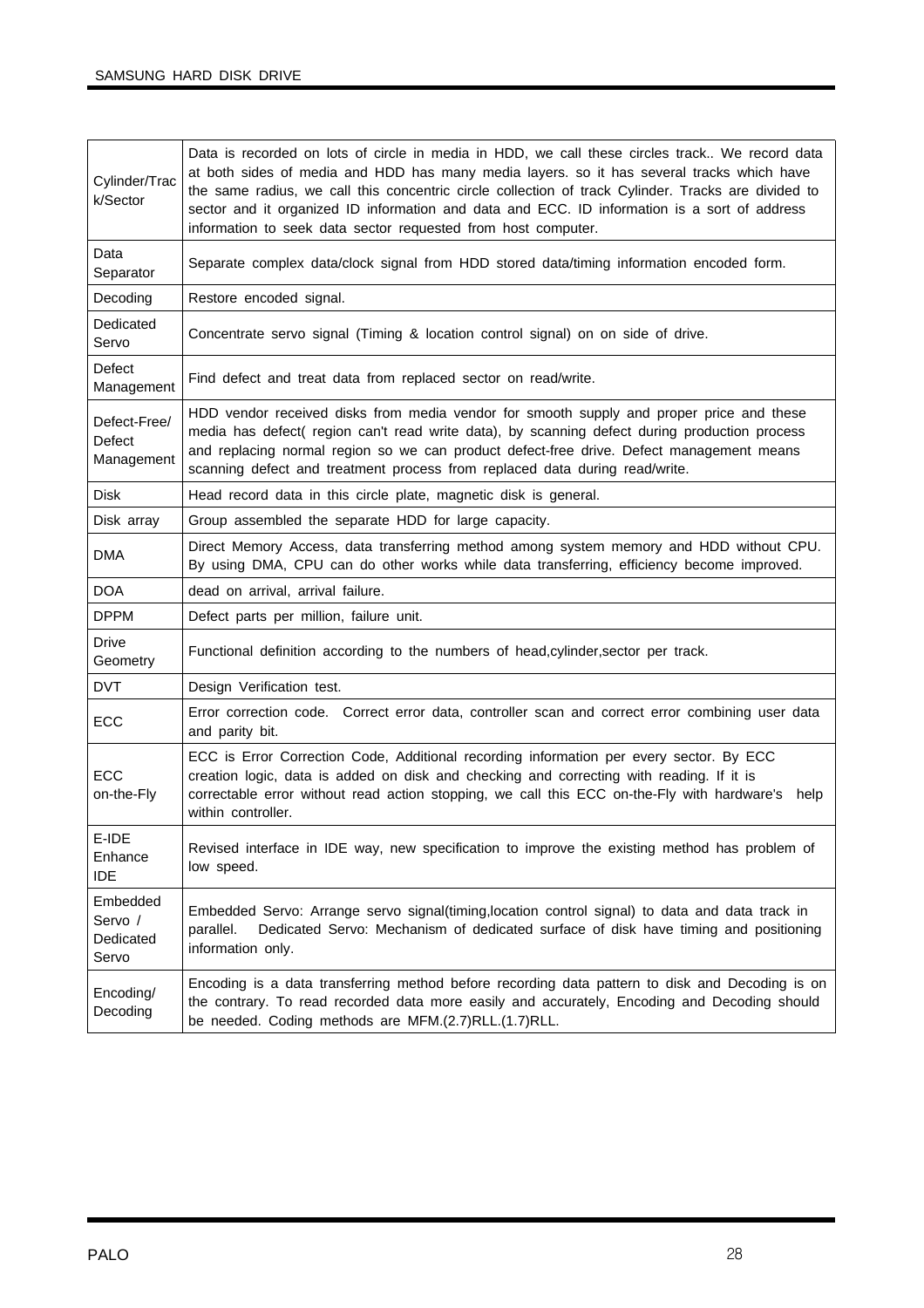| | |
|---|---|
| Cylinder/Track/Sector | Data is recorded on lots of circle in media in HDD, we call these circles track.. We record data at both sides of media and HDD has many media layers. so it has several tracks which have the same radius, we call this concentric circle collection of track Cylinder. Tracks are divided to sector and it organized ID information and data and ECC. ID information is a sort of address information to seek data sector requested from host computer. |
| Data Separator | Separate complex data/clock signal from HDD stored data/timing information encoded form. |
| Decoding | Restore encoded signal. |
| Dedicated Servo | Concentrate servo signal (Timing & location control signal) on on side of drive. |
| Defect Management | Find defect and treat data from replaced sector on read/write. |
| Defect-Free/ Defect Management | HDD vendor received disks from media vendor for smooth supply and proper price and these media has defect( region can't read write data), by scanning defect during production process and replacing normal region so we can product defect-free drive. Defect management means scanning defect and treatment process from replaced data during read/write. |
| Disk | Head record data in this circle plate, magnetic disk is general. |
| Disk array | Group assembled the separate HDD for large capacity. |
| DMA | Direct Memory Access, data transferring method among system memory and HDD without CPU. By using DMA, CPU can do other works while data transferring, efficiency become improved. |
| DOA | dead on arrival, arrival failure. |
| DPPM | Defect parts per million, failure unit. |
| Drive Geometry | Functional definition according to the numbers of head,cylinder,sector per track. |
| DVT | Design Verification test. |
| ECC | Error correction code. Correct error data, controller scan and correct error combining user data and parity bit. |
| ECC on-the-Fly | ECC is Error Correction Code, Additional recording information per every sector. By ECC creation logic, data is added on disk and checking and correcting with reading. If it is correctable error without read action stopping, we call this ECC on-the-Fly with hardware's help within controller. |
| E-IDE Enhance IDE | Revised interface in IDE way, new specification to improve the existing method has problem of low speed. |
| Embedded Servo / Dedicated Servo | Embedded Servo: Arrange servo signal(timing,location control signal) to data and data track in parallel. Dedicated Servo: Mechanism of dedicated surface of disk have timing and positioning information only. |
| Encoding/ Decoding | Encoding is a data transferring method before recording data pattern to disk and Decoding is on the contrary. To read recorded data more easily and accurately, Encoding and Decoding should be needed. Coding methods are MFM.(2.7)RLL.(1.7)RLL. |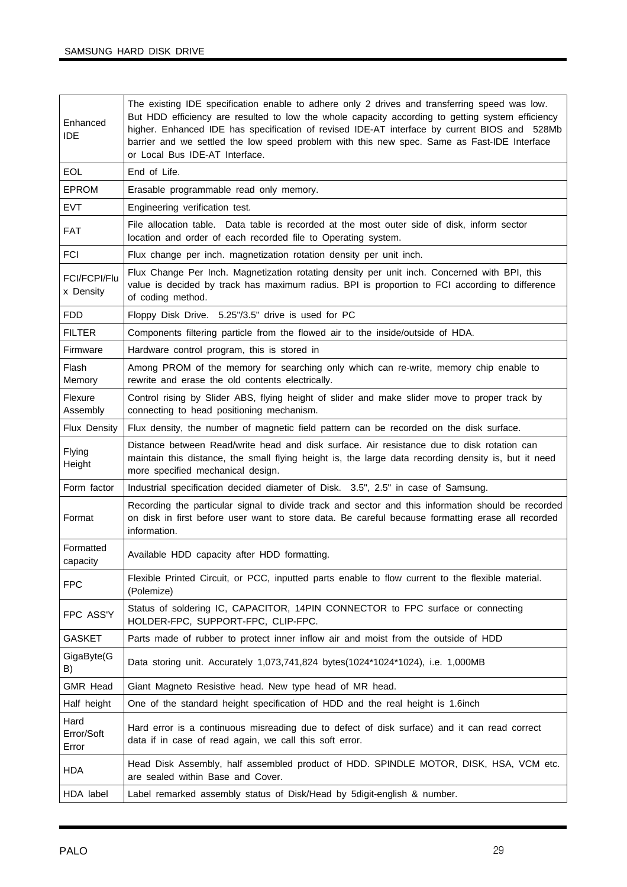| | |
|---|---|
| Enhanced IDE | The existing IDE specification enable to adhere only 2 drives and transferring speed was low. But HDD efficiency are resulted to low the whole capacity according to getting system efficiency higher. Enhanced IDE has specification of revised IDE-AT interface by current BIOS and 528Mb barrier and we settled the low speed problem with this new spec. Same as Fast-IDE Interface or Local Bus IDE-AT Interface. |
| EOL | End of Life. |
| EPROM | Erasable programmable read only memory. |
| EVT | Engineering verification test. |
| FAT | File allocation table. Data table is recorded at the most outer side of disk, inform sector location and order of each recorded file to Operating system. |
| FCI | Flux change per inch. magnetization rotation density per unit inch. |
| FCI/FCPI/Flux Density | Flux Change Per Inch. Magnetization rotating density per unit inch. Concerned with BPI, this value is decided by track has maximum radius. BPI is proportion to FCI according to difference of coding method. |
| FDD | Floppy Disk Drive. 5.25"/3.5" drive is used for PC |
| FILTER | Components filtering particle from the flowed air to the inside/outside of HDA. |
| Firmware | Hardware control program, this is stored in |
| Flash Memory | Among PROM of the memory for searching only which can re-write, memory chip enable to rewrite and erase the old contents electrically. |
| Flexure Assembly | Control rising by Slider ABS, flying height of slider and make slider move to proper track by connecting to head positioning mechanism. |
| Flux Density | Flux density, the number of magnetic field pattern can be recorded on the disk surface. |
| Flying Height | Distance between Read/write head and disk surface. Air resistance due to disk rotation can maintain this distance, the small flying height is, the large data recording density is, but it need more specified mechanical design. |
| Form factor | Industrial specification decided diameter of Disk. 3.5", 2.5" in case of Samsung. |
| Format | Recording the particular signal to divide track and sector and this information should be recorded on disk in first before user want to store data. Be careful because formatting erase all recorded information. |
| Formatted capacity | Available HDD capacity after HDD formatting. |
| FPC | Flexible Printed Circuit, or PCC, inputted parts enable to flow current to the flexible material. (Polemize) |
| FPC ASS'Y | Status of soldering IC, CAPACITOR, 14PIN CONNECTOR to FPC surface or connecting HOLDER-FPC, SUPPORT-FPC, CLIP-FPC. |
| GASKET | Parts made of rubber to protect inner inflow air and moist from the outside of HDD |
| GigaByte(GB) | Data storing unit. Accurately 1,073,741,824 bytes(1024*1024*1024), i.e. 1,000MB |
| GMR Head | Giant Magneto Resistive head. New type head of MR head. |
| Half height | One of the standard height specification of HDD and the real height is 1.6inch |
| Hard Error/Soft Error | Hard error is a continuous misreading due to defect of disk surface) and it can read correct data if in case of read again, we call this soft error. |
| HDA | Head Disk Assembly, half assembled product of HDD. SPINDLE MOTOR, DISK, HSA, VCM etc. are sealed within Base and Cover. |
| HDA label | Label remarked assembly status of Disk/Head by 5digit-english & number. |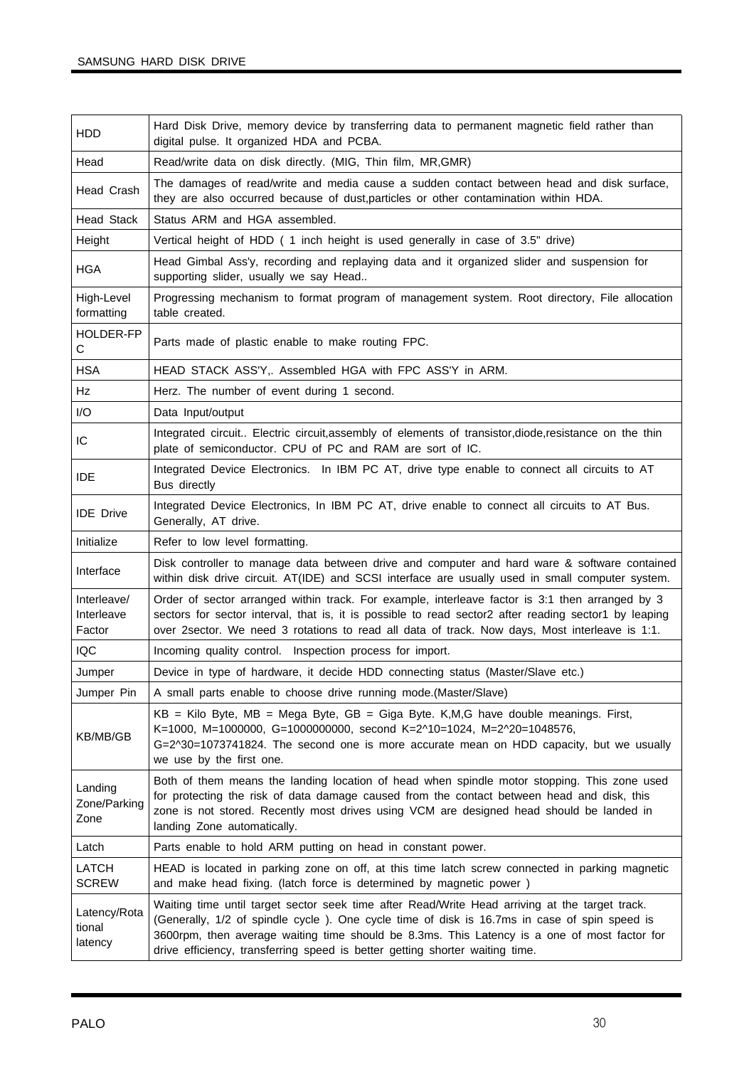| | |
|---|---|
| HDD | Hard Disk Drive, memory device by transferring data to permanent magnetic field rather than digital pulse. It organized HDA and PCBA. |
| Head | Read/write data on disk directly. (MIG, Thin film, MR,GMR) |
| Head Crash | The damages of read/write and media cause a sudden contact between head and disk surface, they are also occurred because of dust,particles or other contamination within HDA. |
| Head Stack | Status ARM and HGA assembled. |
| Height | Vertical height of HDD ( 1 inch height is used generally in case of 3.5" drive) |
| HGA | Head Gimbal Ass'y, recording and replaying data and it organized slider and suspension for supporting slider, usually we say Head.. |
| High-Level formatting | Progressing mechanism to format program of management system. Root directory, File allocation table created. |
| HOLDER-FPC | Parts made of plastic enable to make routing FPC. |
| HSA | HEAD STACK ASS'Y,. Assembled HGA with FPC ASS'Y in ARM. |
| Hz | Herz. The number of event during 1 second. |
| I/O | Data Input/output |
| IC | Integrated circuit.. Electric circuit,assembly of elements of transistor,diode,resistance on the thin plate of semiconductor. CPU of PC and RAM are sort of IC. |
| IDE | Integrated Device Electronics. In IBM PC AT, drive type enable to connect all circuits to AT Bus directly |
| IDE Drive | Integrated Device Electronics, In IBM PC AT, drive enable to connect all circuits to AT Bus. Generally, AT drive. |
| Initialize | Refer to low level formatting. |
| Interface | Disk controller to manage data between drive and computer and hard ware & software contained within disk drive circuit. AT(IDE) and SCSI interface are usually used in small computer system. |
| Interleave/ Interleave Factor | Order of sector arranged within track. For example, interleave factor is 3:1 then arranged by 3 sectors for sector interval, that is, it is possible to read sector2 after reading sector1 by leaping over 2sector. We need 3 rotations to read all data of track. Now days, Most interleave is 1:1. |
| IQC | Incoming quality control. Inspection process for import. |
| Jumper | Device in type of hardware, it decide HDD connecting status (Master/Slave etc.) |
| Jumper Pin | A small parts enable to choose drive running mode.(Master/Slave) |
| KB/MB/GB | KB = Kilo Byte, MB = Mega Byte, GB = Giga Byte. K,M,G have double meanings. First, K=1000, M=1000000, G=1000000000, second K=2^10=1024, M=2^20=1048576, G=2^30=1073741824. The second one is more accurate mean on HDD capacity, but we usually we use by the first one. |
| Landing Zone/Parking Zone | Both of them means the landing location of head when spindle motor stopping. This zone used for protecting the risk of data damage caused from the contact between head and disk, this zone is not stored. Recently most drives using VCM are designed head should be landed in landing Zone automatically. |
| Latch | Parts enable to hold ARM putting on head in constant power. |
| LATCH SCREW | HEAD is located in parking zone on off, at this time latch screw connected in parking magnetic and make head fixing. (latch force is determined by magnetic power ) |
| Latency/Rotational latency | Waiting time until target sector seek time after Read/Write Head arriving at the target track. (Generally, 1/2 of spindle cycle ). One cycle time of disk is 16.7ms in case of spin speed is 3600rpm, then average waiting time should be 8.3ms. This Latency is a one of most factor for drive efficiency, transferring speed is better getting shorter waiting time. |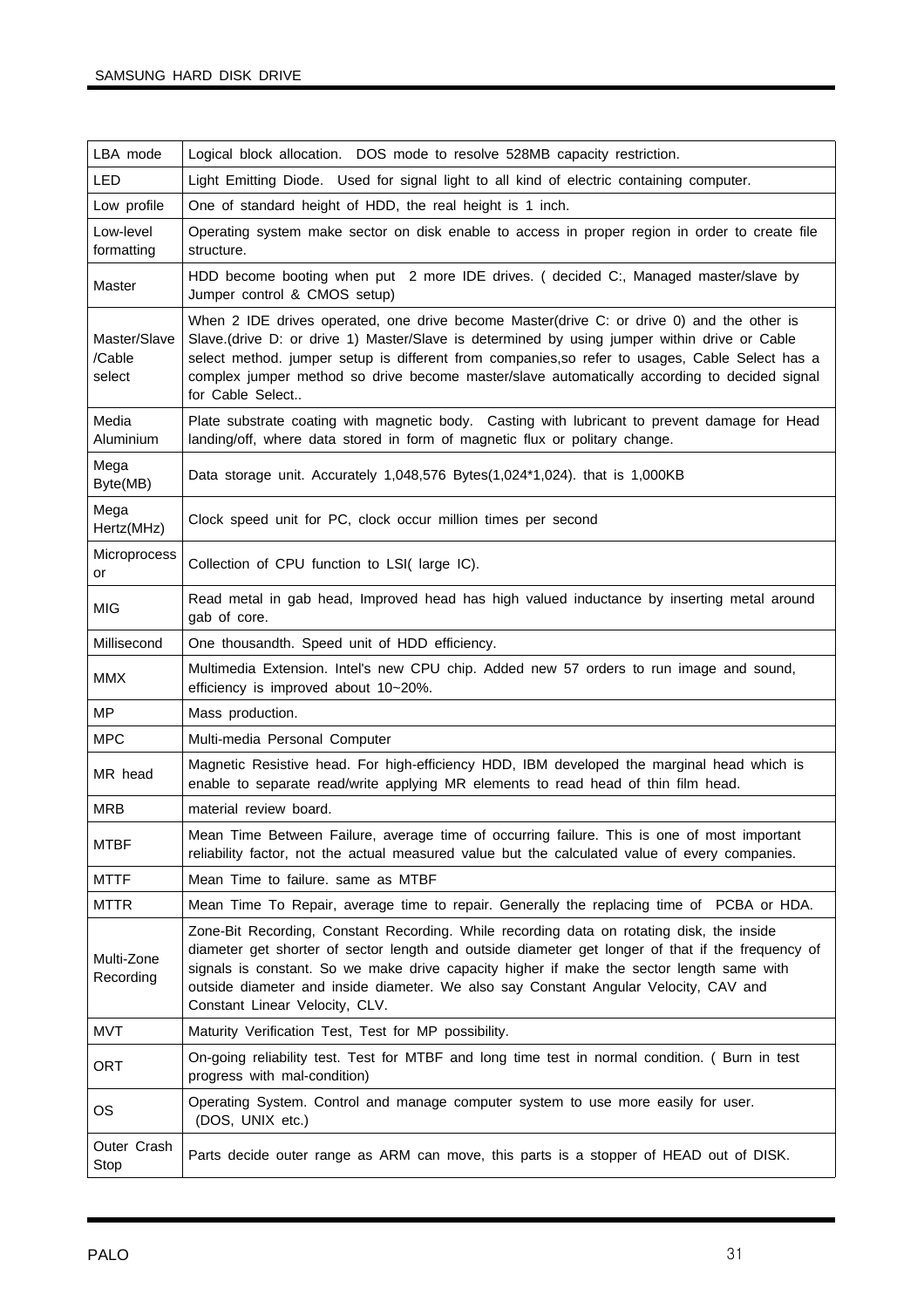| | |
|---|---|
| LBA mode | Logical block allocation. DOS mode to resolve 528MB capacity restriction. |
| LED | Light Emitting Diode. Used for signal light to all kind of electric containing computer. |
| Low profile | One of standard height of HDD, the real height is 1 inch. |
| Low-level formatting | Operating system make sector on disk enable to access in proper region in order to create file structure. |
| Master | HDD become booting when put 2 more IDE drives. ( decided C:, Managed master/slave by Jumper control & CMOS setup) |
| Master/Slave /Cable select | When 2 IDE drives operated, one drive become Master(drive C: or drive 0) and the other is Slave.(drive D: or drive 1) Master/Slave is determined by using jumper within drive or Cable select method. jumper setup is different from companies,so refer to usages, Cable Select has a complex jumper method so drive become master/slave automatically according to decided signal for Cable Select.. |
| Media Aluminium | Plate substrate coating with magnetic body. Casting with lubricant to prevent damage for Head landing/off, where data stored in form of magnetic flux or politary change. |
| Mega Byte(MB) | Data storage unit. Accurately 1,048,576 Bytes(1,024*1,024). that is 1,000KB |
| Mega Hertz(MHz) | Clock speed unit for PC, clock occur million times per second |
| Microprocessor | Collection of CPU function to LSI( large IC). |
| MIG | Read metal in gab head, Improved head has high valued inductance by inserting metal around gab of core. |
| Millisecond | One thousandth. Speed unit of HDD efficiency. |
| MMX | Multimedia Extension. Intel's new CPU chip. Added new 57 orders to run image and sound, efficiency is improved about 10~20%. |
| MP | Mass production. |
| MPC | Multi-media Personal Computer |
| MR head | Magnetic Resistive head. For high-efficiency HDD, IBM developed the marginal head which is enable to separate read/write applying MR elements to read head of thin film head. |
| MRB | material review board. |
| MTBF | Mean Time Between Failure, average time of occurring failure. This is one of most important reliability factor, not the actual measured value but the calculated value of every companies. |
| MTTF | Mean Time to failure. same as MTBF |
| MTTR | Mean Time To Repair, average time to repair. Generally the replacing time of PCBA or HDA. |
| Multi-Zone Recording | Zone-Bit Recording, Constant Recording. While recording data on rotating disk, the inside diameter get shorter of sector length and outside diameter get longer of that if the frequency of signals is constant. So we make drive capacity higher if make the sector length same with outside diameter and inside diameter. We also say Constant Angular Velocity, CAV and Constant Linear Velocity, CLV. |
| MVT | Maturity Verification Test, Test for MP possibility. |
| ORT | On-going reliability test. Test for MTBF and long time test in normal condition. ( Burn in test progress with mal-condition) |
| OS | Operating System. Control and manage computer system to use more easily for user. (DOS, UNIX etc.) |
| Outer Crash Stop | Parts decide outer range as ARM can move, this parts is a stopper of HEAD out of DISK. |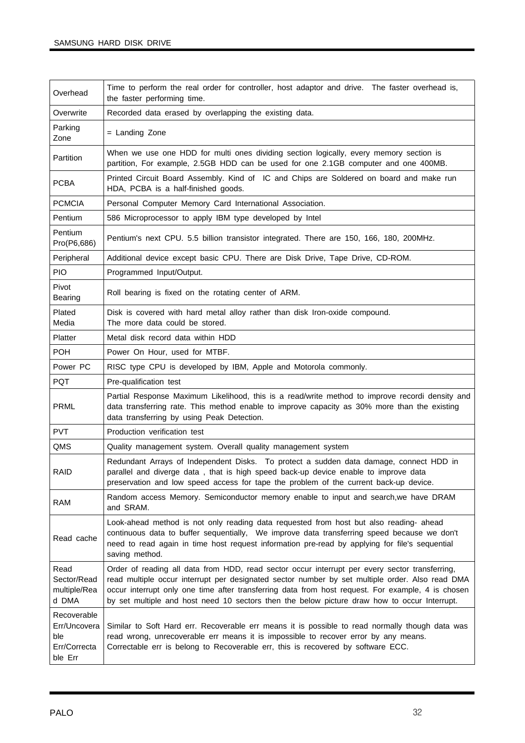| | |
|---|---|
| Overhead | Time to perform the real order for controller, host adaptor and drive. The faster overhead is, the faster performing time. |
| Overwrite | Recorded data erased by overlapping the existing data. |
| Parking Zone | = Landing Zone |
| Partition | When we use one HDD for multi ones dividing section logically, every memory section is partition, For example, 2.5GB HDD can be used for one 2.1GB computer and one 400MB. |
| PCBA | Printed Circuit Board Assembly. Kind of IC and Chips are Soldered on board and make run HDA, PCBA is a half-finished goods. |
| PCMCIA | Personal Computer Memory Card International Association. |
| Pentium | 586 Microprocessor to apply IBM type developed by Intel |
| Pentium Pro(P6,686) | Pentium's next CPU. 5.5 billion transistor integrated. There are 150, 166, 180, 200MHz. |
| Peripheral | Additional device except basic CPU. There are Disk Drive, Tape Drive, CD-ROM. |
| PIO | Programmed Input/Output. |
| Pivot Bearing | Roll bearing is fixed on the rotating center of ARM. |
| Plated Media | Disk is covered with hard metal alloy rather than disk Iron-oxide compound. The more data could be stored. |
| Platter | Metal disk record data within HDD |
| POH | Power On Hour, used for MTBF. |
| Power PC | RISC type CPU is developed by IBM, Apple and Motorola commonly. |
| PQT | Pre-qualification test |
| PRML | Partial Response Maximum Likelihood, this is a read/write method to improve recordi density and data transferring rate. This method enable to improve capacity as 30% more than the existing data transferring by using Peak Detection. |
| PVT | Production verification test |
| QMS | Quality management system. Overall quality management system |
| RAID | Redundant Arrays of Independent Disks. To protect a sudden data damage, connect HDD in parallel and diverge data , that is high speed back-up device enable to improve data preservation and low speed access for tape the problem of the current back-up device. |
| RAM | Random access Memory. Semiconductor memory enable to input and search,we have DRAM and SRAM. |
| Read cache | Look-ahead method is not only reading data requested from host but also reading- ahead continuous data to buffer sequentially, We improve data transferring speed because we don't need to read again in time host request information pre-read by applying for file's sequential saving method. |
| Read Sector/Read multiple/Read DMA | Order of reading all data from HDD, read sector occur interrupt per every sector transferring, read multiple occur interrupt per designated sector number by set multiple order. Also read DMA occur interrupt only one time after transferring data from host request. For example, 4 is chosen by set multiple and host need 10 sectors then the below picture draw how to occur Interrupt. |
| Recoverable Err/Uncoverable Err/Correctable Err | Similar to Soft Hard err. Recoverable err means it is possible to read normally though data was read wrong, unrecoverable err means it is impossible to recover error by any means. Correctable err is belong to Recoverable err, this is recovered by software ECC. |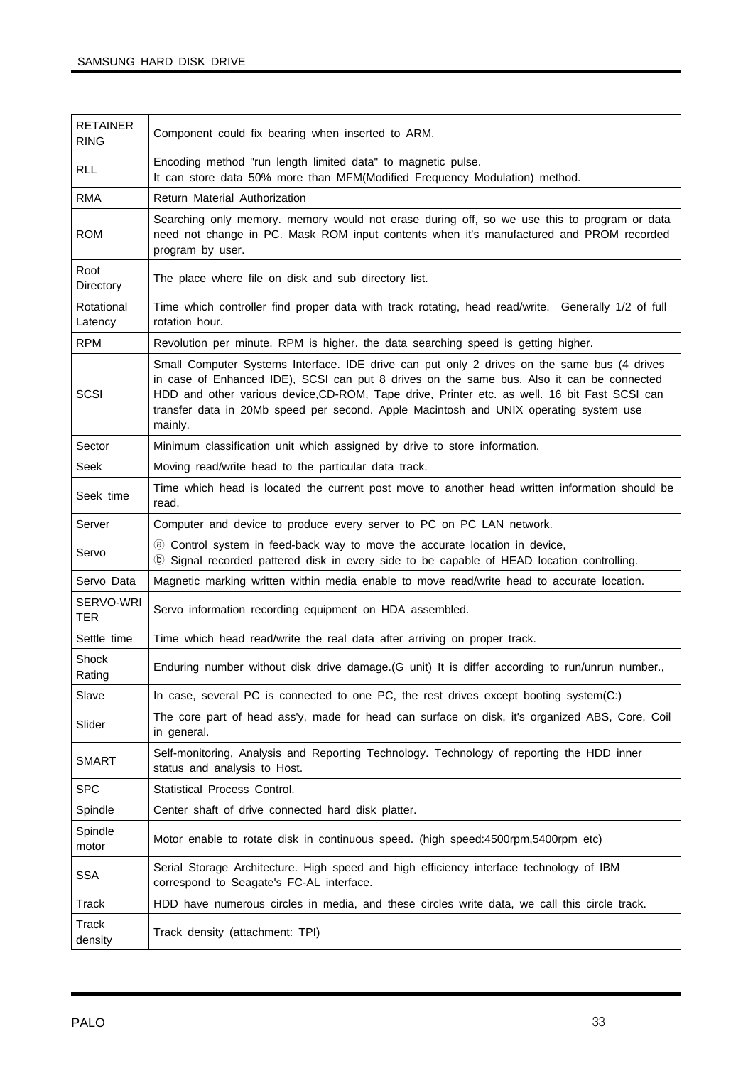| | |
|---|---|
| RETAINER RING | Component could fix bearing when inserted to ARM. |
| RLL | Encoding method "run length limited data" to magnetic pulse.<br>It can store data 50% more than MFM(Modified Frequency Modulation) method. |
| RMA | Return Material Authorization |
| ROM | Searching only memory. memory would not erase during off, so we use this to program or data need not change in PC. Mask ROM input contents when it's manufactured and PROM recorded program by user. |
| Root Directory | The place where file on disk and sub directory list. |
| Rotational Latency | Time which controller find proper data with track rotating, head read/write. Generally 1/2 of full rotation hour. |
| RPM | Revolution per minute. RPM is higher. the data searching speed is getting higher. |
| SCSI | Small Computer Systems Interface. IDE drive can put only 2 drives on the same bus (4 drives in case of Enhanced IDE), SCSI can put 8 drives on the same bus. Also it can be connected HDD and other various device,CD-ROM, Tape drive, Printer etc. as well. 16 bit Fast SCSI can transfer data in 20Mb speed per second. Apple Macintosh and UNIX operating system use mainly. |
| Sector | Minimum classification unit which assigned by drive to store information. |
| Seek | Moving read/write head to the particular data track. |
| Seek time | Time which head is located the current post move to another head written information should be read. |
| Server | Computer and device to produce every server to PC on PC LAN network. |
| Servo | ⓐ Control system in feed-back way to move the accurate location in device,<br>ⓑ Signal recorded pattered disk in every side to be capable of HEAD location controlling. |
| Servo Data | Magnetic marking written within media enable to move read/write head to accurate location. |
| SERVO-WRITER | Servo information recording equipment on HDA assembled. |
| Settle time | Time which head read/write the real data after arriving on proper track. |
| Shock Rating | Enduring number without disk drive damage.(G unit) It is differ according to run/unrun number., |
| Slave | In case, several PC is connected to one PC, the rest drives except booting system(C:) |
| Slider | The core part of head ass'y, made for head can surface on disk, it's organized ABS, Core, Coil in general. |
| SMART | Self-monitoring, Analysis and Reporting Technology. Technology of reporting the HDD inner status and analysis to Host. |
| SPC | Statistical Process Control. |
| Spindle | Center shaft of drive connected hard disk platter. |
| Spindle motor | Motor enable to rotate disk in continuous speed. (high speed:4500rpm,5400rpm etc) |
| SSA | Serial Storage Architecture. High speed and high efficiency interface technology of IBM correspond to Seagate's FC-AL interface. |
| Track | HDD have numerous circles in media, and these circles write data, we call this circle track. |
| Track density | Track density (attachment: TPI) |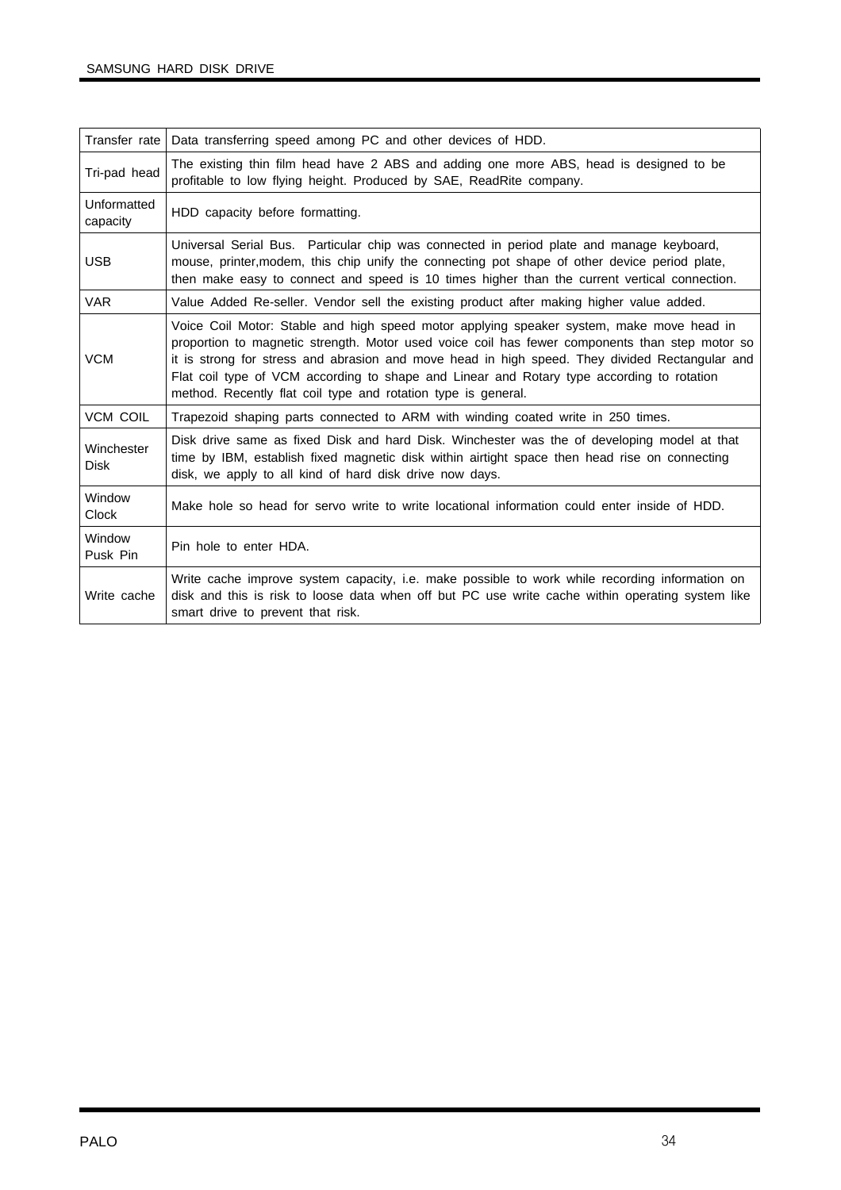| | |
|---|---|
| Transfer rate | Data transferring speed among PC and other devices of HDD. |
| Tri-pad head | The existing thin film head have 2 ABS and adding one more ABS, head is designed to be profitable to low flying height. Produced by SAE, ReadRite company. |
| Unformatted capacity | HDD capacity before formatting. |
| USB | Universal Serial Bus. Particular chip was connected in period plate and manage keyboard, mouse, printer,modem, this chip unify the connecting pot shape of other device period plate, then make easy to connect and speed is 10 times higher than the current vertical connection. |
| VAR | Value Added Re-seller. Vendor sell the existing product after making higher value added. |
| VCM | Voice Coil Motor: Stable and high speed motor applying speaker system, make move head in proportion to magnetic strength. Motor used voice coil has fewer components than step motor so it is strong for stress and abrasion and move head in high speed. They divided Rectangular and Flat coil type of VCM according to shape and Linear and Rotary type according to rotation method. Recently flat coil type and rotation type is general. |
| VCM COIL | Trapezoid shaping parts connected to ARM with winding coated write in 250 times. |
| Winchester Disk | Disk drive same as fixed Disk and hard Disk. Winchester was the of developing model at that time by IBM, establish fixed magnetic disk within airtight space then head rise on connecting disk, we apply to all kind of hard disk drive now days. |
| Window Clock | Make hole so head for servo write to write locational information could enter inside of HDD. |
| Window Pusk Pin | Pin hole to enter HDA. |
| Write cache | Write cache improve system capacity, i.e. make possible to work while recording information on disk and this is risk to loose data when off but PC use write cache within operating system like smart drive to prevent that risk. |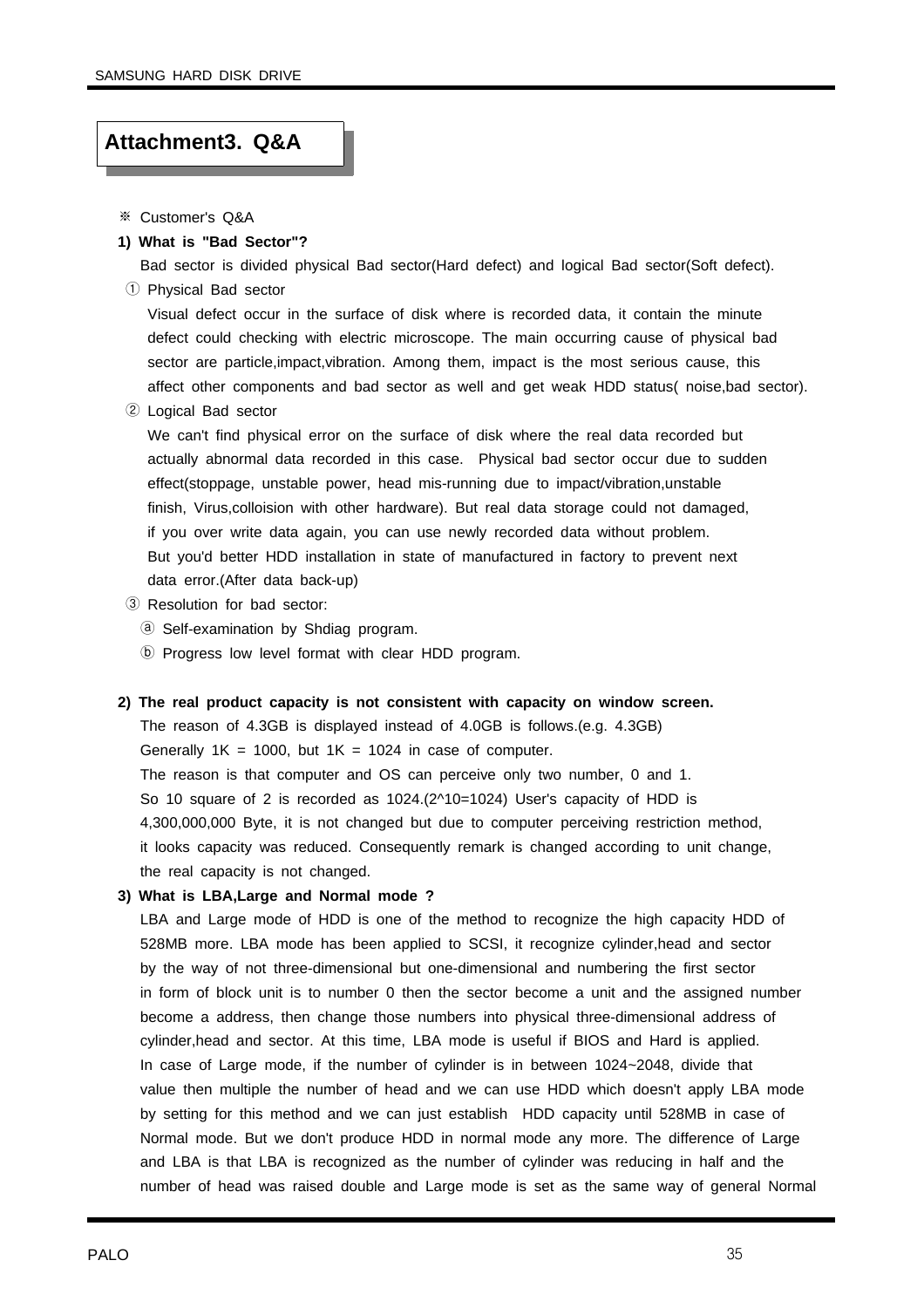## Attachment3. Q&A

※ Customer's Q&A

**1) What is "Bad Sector"?**

Bad sector is divided physical Bad sector(Hard defect) and logical Bad sector(Soft defect).

① Physical Bad sector

Visual defect occur in the surface of disk where is recorded data, it contain the minute defect could checking with electric microscope. The main occurring cause of physical bad sector are particle,impact,vibration. Among them, impact is the most serious cause, this affect other components and bad sector as well and get weak HDD status( noise,bad sector).

② Logical Bad sector

We can't find physical error on the surface of disk where the real data recorded but actually abnormal data recorded in this case. Physical bad sector occur due to sudden effect(stoppage, unstable power, head mis-running due to impact/vibration,unstable finish, Virus,colloision with other hardware). But real data storage could not damaged, if you over write data again, you can use newly recorded data without problem. But you'd better HDD installation in state of manufactured in factory to prevent next data error.(After data back-up)

③ Resolution for bad sector:

ⓐ Self-examination by Shdiag program.

ⓑ Progress low level format with clear HDD program.

**2) The real product capacity is not consistent with capacity on window screen.**

The reason of 4.3GB is displayed instead of 4.0GB is follows.(e.g. 4.3GB)
Generally 1K = 1000, but 1K = 1024 in case of computer.
The reason is that computer and OS can perceive only two number, 0 and 1.
So 10 square of 2 is recorded as 1024.(2^10=1024) User's capacity of HDD is 4,300,000,000 Byte, it is not changed but due to computer perceiving restriction method, it looks capacity was reduced. Consequently remark is changed according to unit change, the real capacity is not changed.

**3) What is LBA,Large and Normal mode ?**

LBA and Large mode of HDD is one of the method to recognize the high capacity HDD of 528MB more. LBA mode has been applied to SCSI, it recognize cylinder,head and sector by the way of not three-dimensional but one-dimensional and numbering the first sector in form of block unit is to number 0 then the sector become a unit and the assigned number become a address, then change those numbers into physical three-dimensional address of cylinder,head and sector. At this time, LBA mode is useful if BIOS and Hard is applied. In case of Large mode, if the number of cylinder is in between 1024~2048, divide that value then multiple the number of head and we can use HDD which doesn't apply LBA mode by setting for this method and we can just establish HDD capacity until 528MB in case of Normal mode. But we don't produce HDD in normal mode any more. The difference of Large and LBA is that LBA is recognized as the number of cylinder was reducing in half and the number of head was raised double and Large mode is set as the same way of general Normal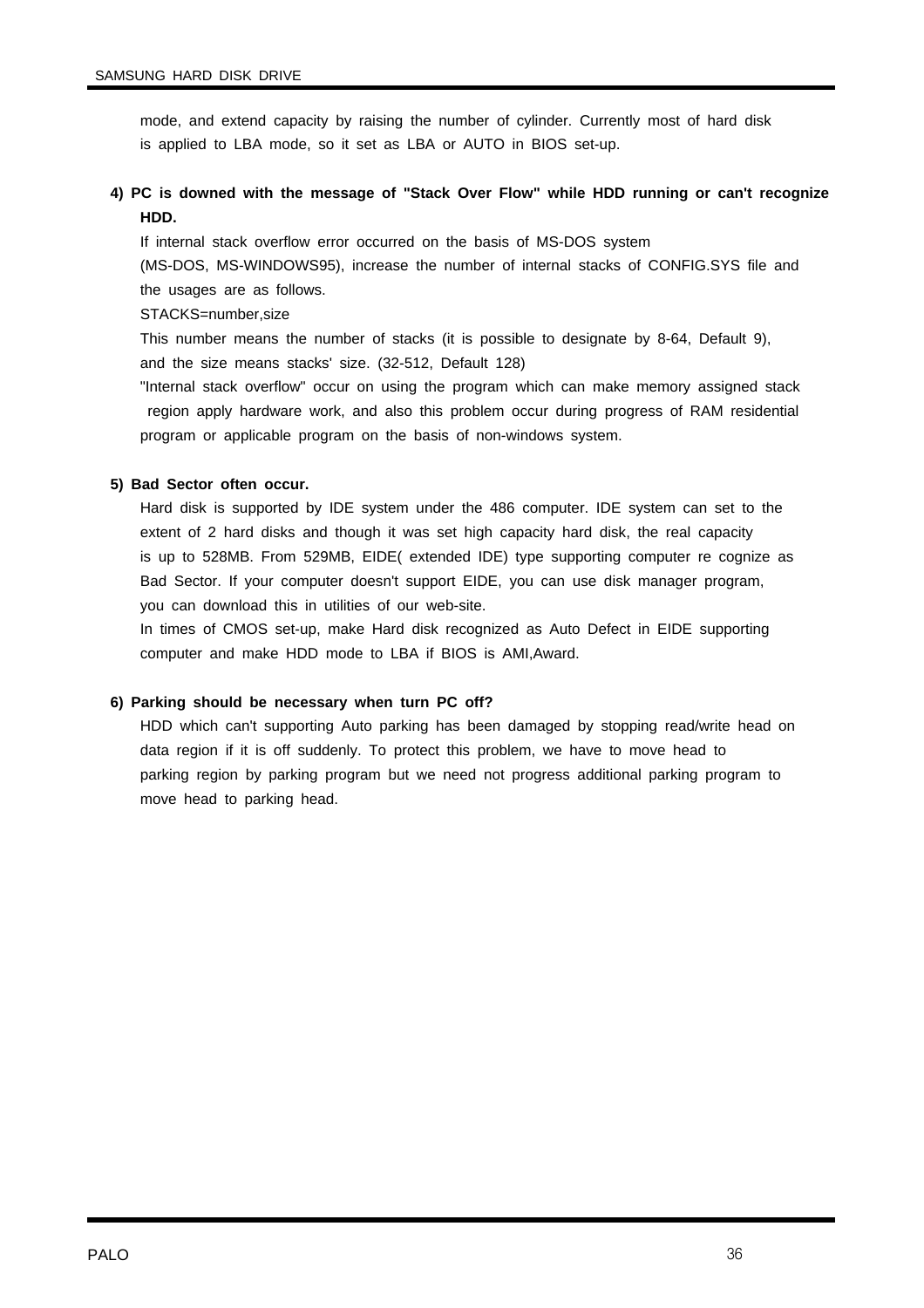mode, and extend capacity by raising the number of cylinder. Currently most of hard disk is applied to LBA mode, so it set as LBA or AUTO in BIOS set-up.

**4) PC is downed with the message of "Stack Over Flow" while HDD running or can't recognize HDD.**

If internal stack overflow error occurred on the basis of MS-DOS system (MS-DOS, MS-WINDOWS95), increase the number of internal stacks of CONFIG.SYS file and the usages are as follows.

STACKS=number,size

This number means the number of stacks (it is possible to designate by 8-64, Default 9), and the size means stacks' size. (32-512, Default 128)

"Internal stack overflow" occur on using the program which can make memory assigned stack region apply hardware work, and also this problem occur during progress of RAM residential program or applicable program on the basis of non-windows system.

**5) Bad Sector often occur.**

Hard disk is supported by IDE system under the 486 computer. IDE system can set to the extent of 2 hard disks and though it was set high capacity hard disk, the real capacity is up to 528MB. From 529MB, EIDE( extended IDE) type supporting computer re cognize as Bad Sector. If your computer doesn't support EIDE, you can use disk manager program, you can download this in utilities of our web-site.

In times of CMOS set-up, make Hard disk recognized as Auto Defect in EIDE supporting computer and make HDD mode to LBA if BIOS is AMI,Award.

**6) Parking should be necessary when turn PC off?**

HDD which can't supporting Auto parking has been damaged by stopping read/write head on data region if it is off suddenly. To protect this problem, we have to move head to parking region by parking program but we need not progress additional parking program to move head to parking head.